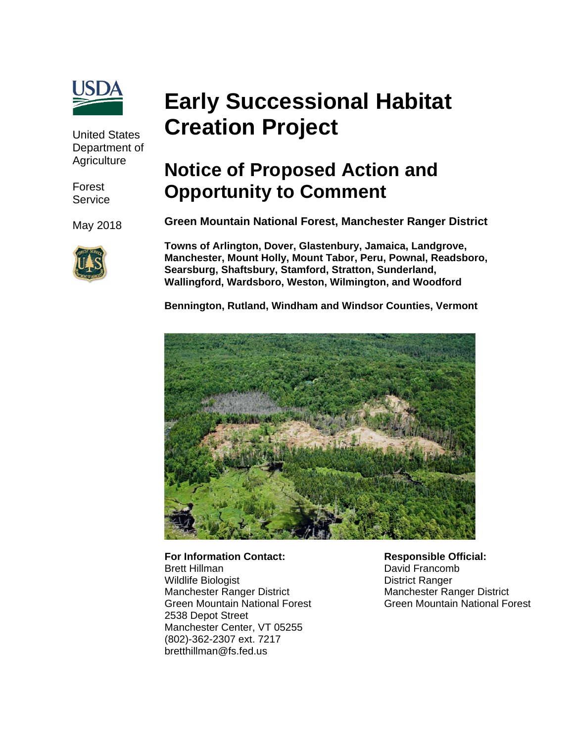United States Department of Agriculture

Forest Service

May 2018

# Early Successional Habitat Creation Project

## Notice of Proposed Action and Opportunity to Comment

**Green Mountain National Forest, Manchester Ranger District**

**Towns of Arlington, Dover, Glastenbury, Jamaica, Landgrove, Manchester, Mount Holly, Mount Tabor, Peru, Pownal, Readsboro, Searsburg, Shaftsbury, Stamford, Stratton, Sunderland, Wallingford, Wardsboro, Weston, Wilmington, and Woodford**

**Bennington, Rutland, Windham and Windsor Counties, Vermont**

**For Information Contact:**
Brett Hillman
Wildlife Biologist
Manchester Ranger District
Green Mountain National Forest
2538 Depot Street
Manchester Center, VT 05255
(802)-362-2307 ext. 7217
bretthillman@fs.fed.us

**Responsible Official:**
David Francomb
District Ranger
Manchester Ranger District
Green Mountain National Forest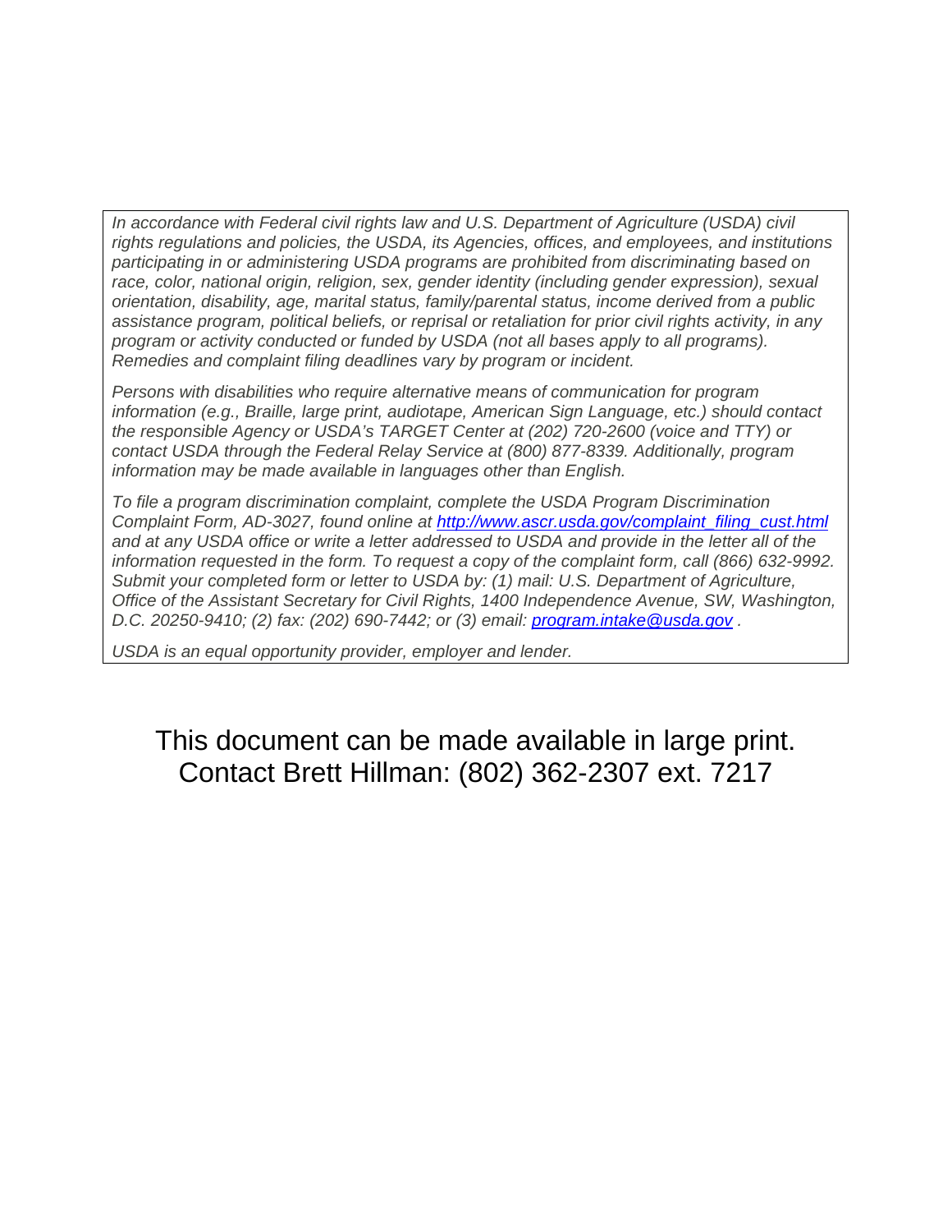*In accordance with Federal civil rights law and U.S. Department of Agriculture (USDA) civil rights regulations and policies, the USDA, its Agencies, offices, and employees, and institutions participating in or administering USDA programs are prohibited from discriminating based on race, color, national origin, religion, sex, gender identity (including gender expression), sexual orientation, disability, age, marital status, family/parental status, income derived from a public assistance program, political beliefs, or reprisal or retaliation for prior civil rights activity, in any program or activity conducted or funded by USDA (not all bases apply to all programs). Remedies and complaint filing deadlines vary by program or incident.*

*Persons with disabilities who require alternative means of communication for program information (e.g., Braille, large print, audiotape, American Sign Language, etc.) should contact the responsible Agency or USDA's TARGET Center at (202) 720-2600 (voice and TTY) or contact USDA through the Federal Relay Service at (800) 877-8339. Additionally, program information may be made available in languages other than English.*

*To file a program discrimination complaint, complete the USDA Program Discrimination Complaint Form, AD-3027, found online at [http://www.ascr.usda.gov/complaint_filing_cust.html](http://www.ascr.usda.gov/complaint_filing_cust.html) and at any USDA office or write a letter addressed to USDA and provide in the letter all of the information requested in the form. To request a copy of the complaint form, call (866) 632-9992. Submit your completed form or letter to USDA by: (1) mail: U.S. Department of Agriculture, Office of the Assistant Secretary for Civil Rights, 1400 Independence Avenue, SW, Washington, D.C. 20250-9410; (2) fax: (202) 690-7442; or (3) email: [program.intake@usda.gov](mailto:program.intake@usda.gov) .*

*USDA is an equal opportunity provider, employer and lender.*

This document can be made available in large print.
Contact Brett Hillman: (802) 362-2307 ext. 7217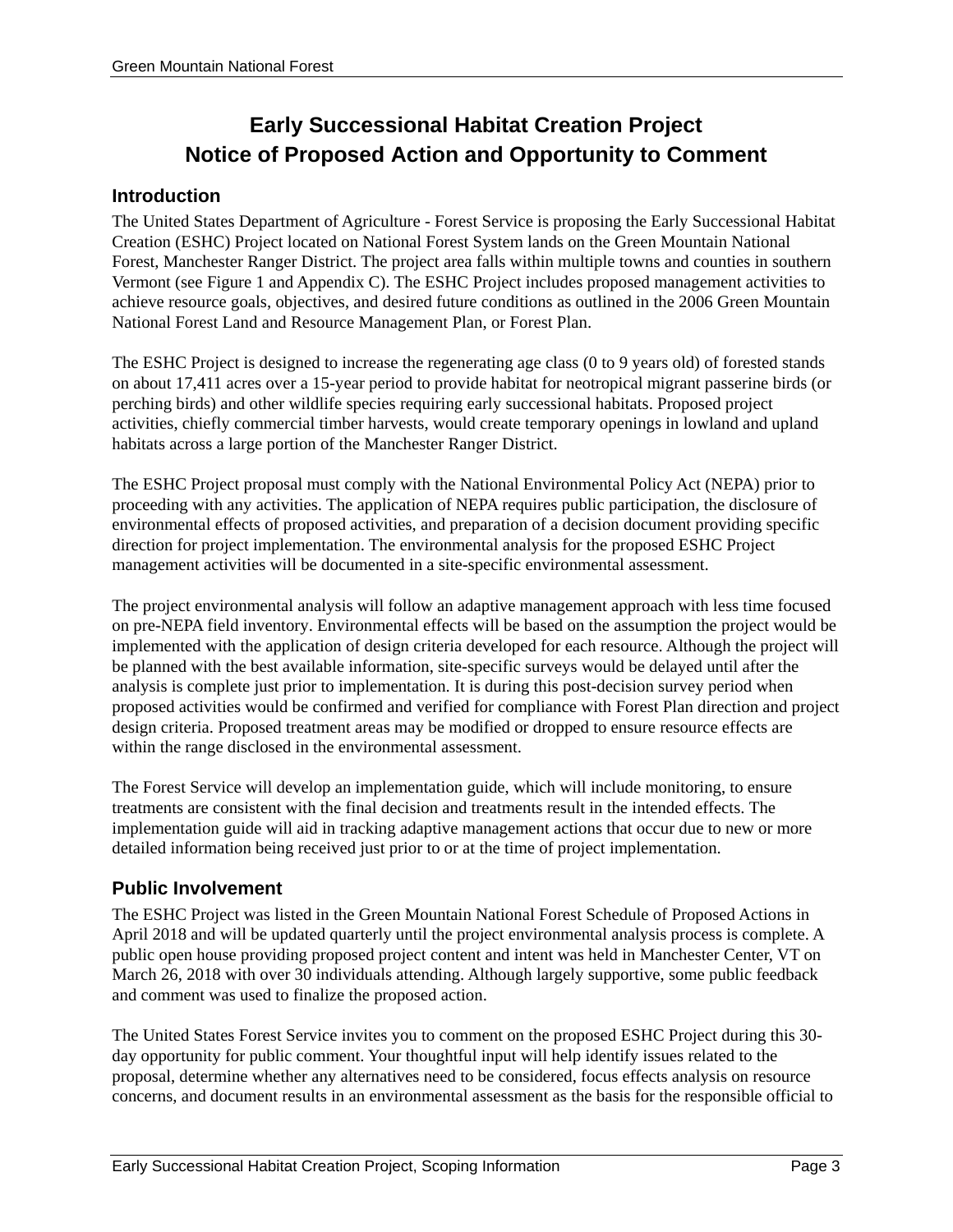# Early Successional Habitat Creation Project
# Notice of Proposed Action and Opportunity to Comment

## Introduction

The United States Department of Agriculture - Forest Service is proposing the Early Successional Habitat Creation (ESHC) Project located on National Forest System lands on the Green Mountain National Forest, Manchester Ranger District. The project area falls within multiple towns and counties in southern Vermont (see Figure 1 and Appendix C). The ESHC Project includes proposed management activities to achieve resource goals, objectives, and desired future conditions as outlined in the 2006 Green Mountain National Forest Land and Resource Management Plan, or Forest Plan.

The ESHC Project is designed to increase the regenerating age class (0 to 9 years old) of forested stands on about 17,411 acres over a 15-year period to provide habitat for neotropical migrant passerine birds (or perching birds) and other wildlife species requiring early successional habitats. Proposed project activities, chiefly commercial timber harvests, would create temporary openings in lowland and upland habitats across a large portion of the Manchester Ranger District.

The ESHC Project proposal must comply with the National Environmental Policy Act (NEPA) prior to proceeding with any activities. The application of NEPA requires public participation, the disclosure of environmental effects of proposed activities, and preparation of a decision document providing specific direction for project implementation. The environmental analysis for the proposed ESHC Project management activities will be documented in a site-specific environmental assessment.

The project environmental analysis will follow an adaptive management approach with less time focused on pre-NEPA field inventory. Environmental effects will be based on the assumption the project would be implemented with the application of design criteria developed for each resource. Although the project will be planned with the best available information, site-specific surveys would be delayed until after the analysis is complete just prior to implementation. It is during this post-decision survey period when proposed activities would be confirmed and verified for compliance with Forest Plan direction and project design criteria. Proposed treatment areas may be modified or dropped to ensure resource effects are within the range disclosed in the environmental assessment.

The Forest Service will develop an implementation guide, which will include monitoring, to ensure treatments are consistent with the final decision and treatments result in the intended effects. The implementation guide will aid in tracking adaptive management actions that occur due to new or more detailed information being received just prior to or at the time of project implementation.

## Public Involvement

The ESHC Project was listed in the Green Mountain National Forest Schedule of Proposed Actions in April 2018 and will be updated quarterly until the project environmental analysis process is complete. A public open house providing proposed project content and intent was held in Manchester Center, VT on March 26, 2018 with over 30 individuals attending. Although largely supportive, some public feedback and comment was used to finalize the proposed action.

The United States Forest Service invites you to comment on the proposed ESHC Project during this 30-day opportunity for public comment. Your thoughtful input will help identify issues related to the proposal, determine whether any alternatives need to be considered, focus effects analysis on resource concerns, and document results in an environmental assessment as the basis for the responsible official to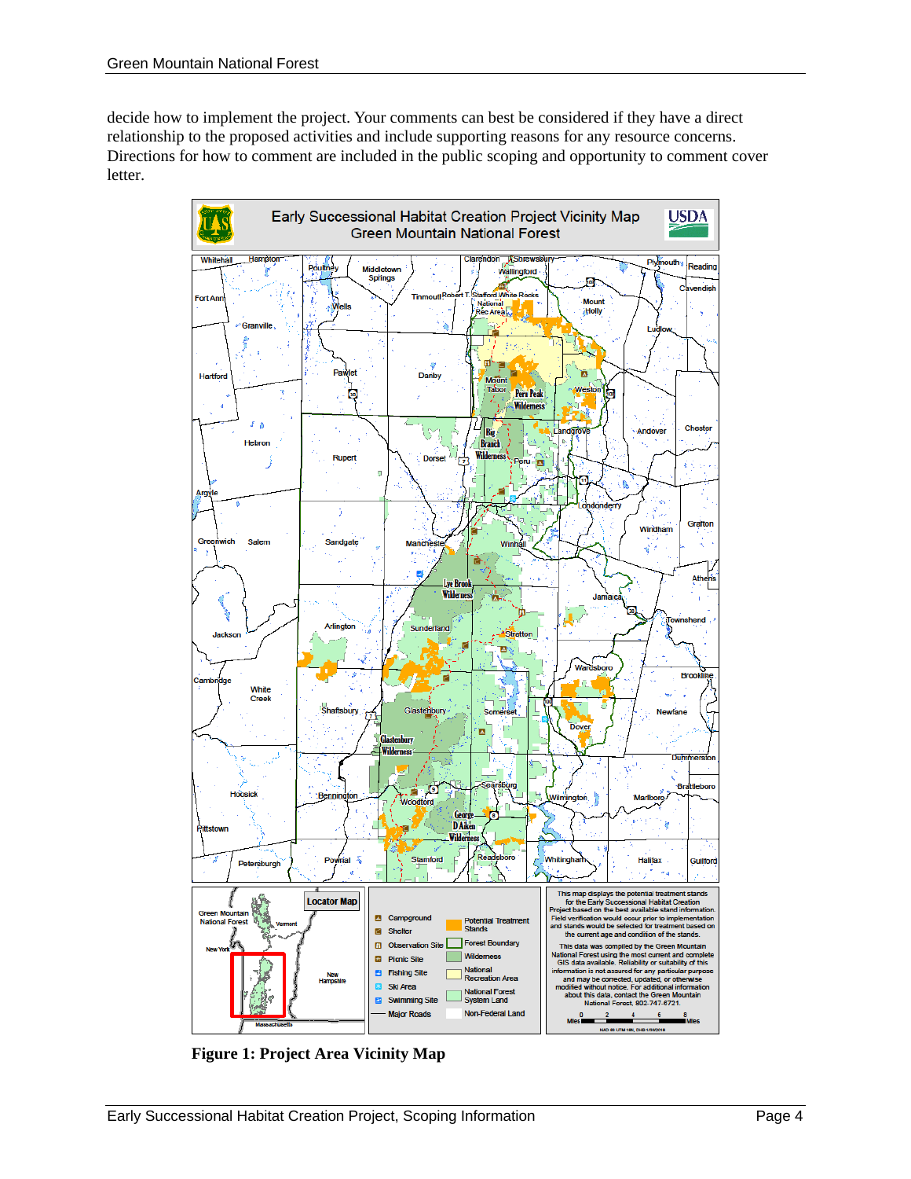decide how to implement the project. Your comments can best be considered if they have a direct relationship to the proposed activities and include supporting reasons for any resource concerns. Directions for how to comment are included in the public scoping and opportunity to comment cover letter.

**Figure 1: Project Area Vicinity Map**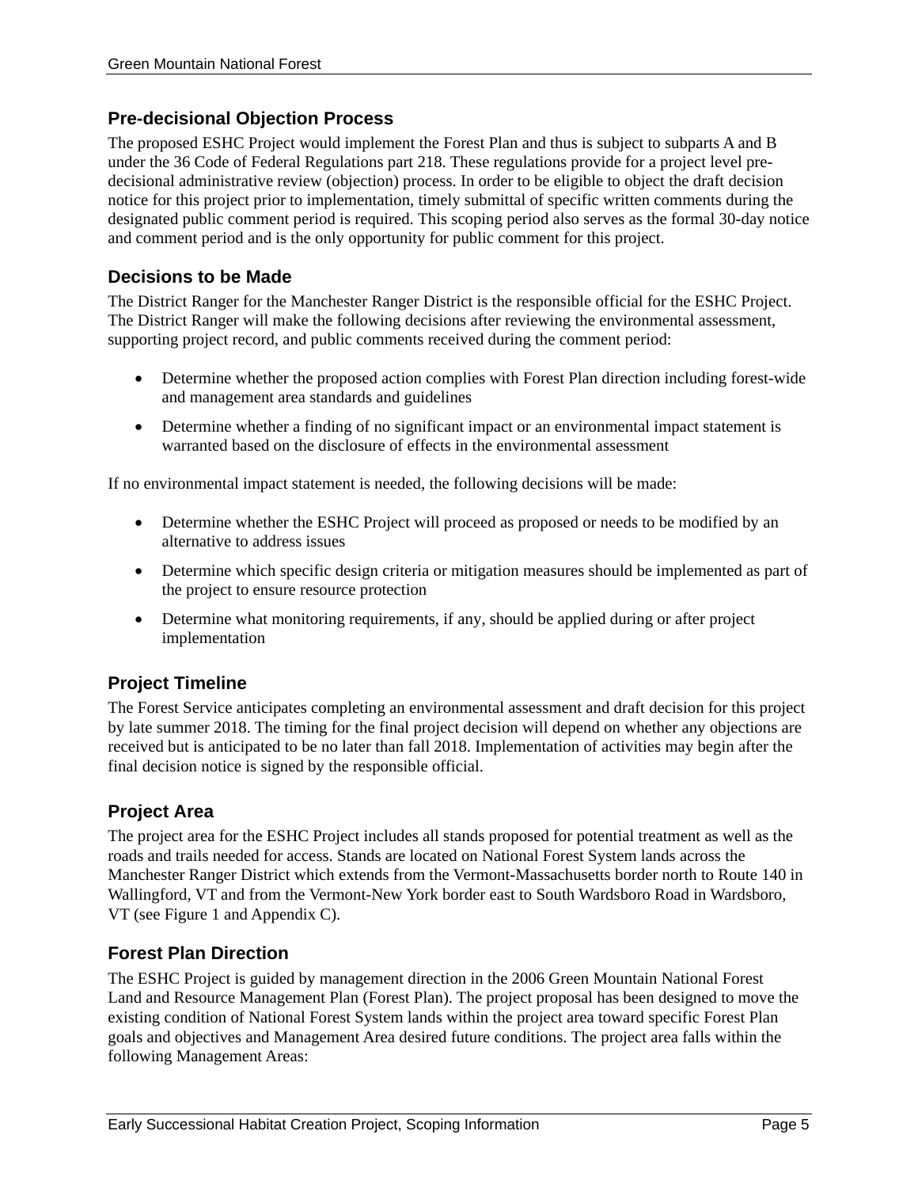## Pre-decisional Objection Process

The proposed ESHC Project would implement the Forest Plan and thus is subject to subparts A and B under the 36 Code of Federal Regulations part 218. These regulations provide for a project level pre-decisional administrative review (objection) process. In order to be eligible to object the draft decision notice for this project prior to implementation, timely submittal of specific written comments during the designated public comment period is required. This scoping period also serves as the formal 30-day notice and comment period and is the only opportunity for public comment for this project.

## Decisions to be Made

The District Ranger for the Manchester Ranger District is the responsible official for the ESHC Project. The District Ranger will make the following decisions after reviewing the environmental assessment, supporting project record, and public comments received during the comment period:

- Determine whether the proposed action complies with Forest Plan direction including forest-wide and management area standards and guidelines
- Determine whether a finding of no significant impact or an environmental impact statement is warranted based on the disclosure of effects in the environmental assessment

If no environmental impact statement is needed, the following decisions will be made:

- Determine whether the ESHC Project will proceed as proposed or needs to be modified by an alternative to address issues
- Determine which specific design criteria or mitigation measures should be implemented as part of the project to ensure resource protection
- Determine what monitoring requirements, if any, should be applied during or after project implementation

## Project Timeline

The Forest Service anticipates completing an environmental assessment and draft decision for this project by late summer 2018. The timing for the final project decision will depend on whether any objections are received but is anticipated to be no later than fall 2018. Implementation of activities may begin after the final decision notice is signed by the responsible official.

## Project Area

The project area for the ESHC Project includes all stands proposed for potential treatment as well as the roads and trails needed for access. Stands are located on National Forest System lands across the Manchester Ranger District which extends from the Vermont-Massachusetts border north to Route 140 in Wallingford, VT and from the Vermont-New York border east to South Wardsboro Road in Wardsboro, VT (see Figure 1 and Appendix C).

## Forest Plan Direction

The ESHC Project is guided by management direction in the 2006 Green Mountain National Forest Land and Resource Management Plan (Forest Plan). The project proposal has been designed to move the existing condition of National Forest System lands within the project area toward specific Forest Plan goals and objectives and Management Area desired future conditions. The project area falls within the following Management Areas: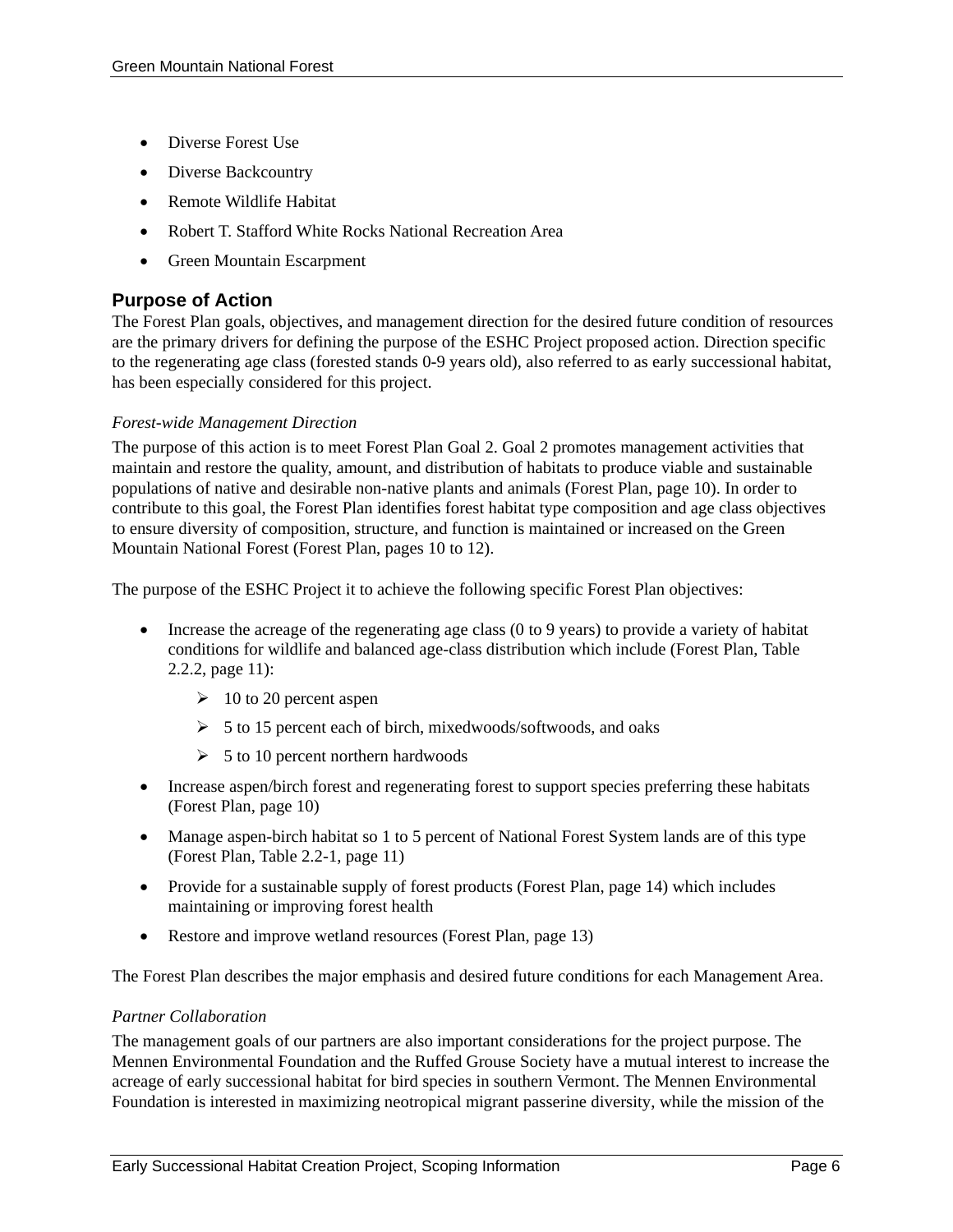- Diverse Forest Use
- Diverse Backcountry
- Remote Wildlife Habitat
- Robert T. Stafford White Rocks National Recreation Area
- Green Mountain Escarpment

## Purpose of Action

The Forest Plan goals, objectives, and management direction for the desired future condition of resources are the primary drivers for defining the purpose of the ESHC Project proposed action. Direction specific to the regenerating age class (forested stands 0-9 years old), also referred to as early successional habitat, has been especially considered for this project.

*Forest-wide Management Direction*

The purpose of this action is to meet Forest Plan Goal 2. Goal 2 promotes management activities that maintain and restore the quality, amount, and distribution of habitats to produce viable and sustainable populations of native and desirable non-native plants and animals (Forest Plan, page 10). In order to contribute to this goal, the Forest Plan identifies forest habitat type composition and age class objectives to ensure diversity of composition, structure, and function is maintained or increased on the Green Mountain National Forest (Forest Plan, pages 10 to 12).

The purpose of the ESHC Project it to achieve the following specific Forest Plan objectives:

- Increase the acreage of the regenerating age class (0 to 9 years) to provide a variety of habitat conditions for wildlife and balanced age-class distribution which include (Forest Plan, Table 2.2.2, page 11):
  - 10 to 20 percent aspen
  - 5 to 15 percent each of birch, mixedwoods/softwoods, and oaks
  - 5 to 10 percent northern hardwoods
- Increase aspen/birch forest and regenerating forest to support species preferring these habitats (Forest Plan, page 10)
- Manage aspen-birch habitat so 1 to 5 percent of National Forest System lands are of this type (Forest Plan, Table 2.2-1, page 11)
- Provide for a sustainable supply of forest products (Forest Plan, page 14) which includes maintaining or improving forest health
- Restore and improve wetland resources (Forest Plan, page 13)

The Forest Plan describes the major emphasis and desired future conditions for each Management Area.

*Partner Collaboration*

The management goals of our partners are also important considerations for the project purpose. The Mennen Environmental Foundation and the Ruffed Grouse Society have a mutual interest to increase the acreage of early successional habitat for bird species in southern Vermont. The Mennen Environmental Foundation is interested in maximizing neotropical migrant passerine diversity, while the mission of the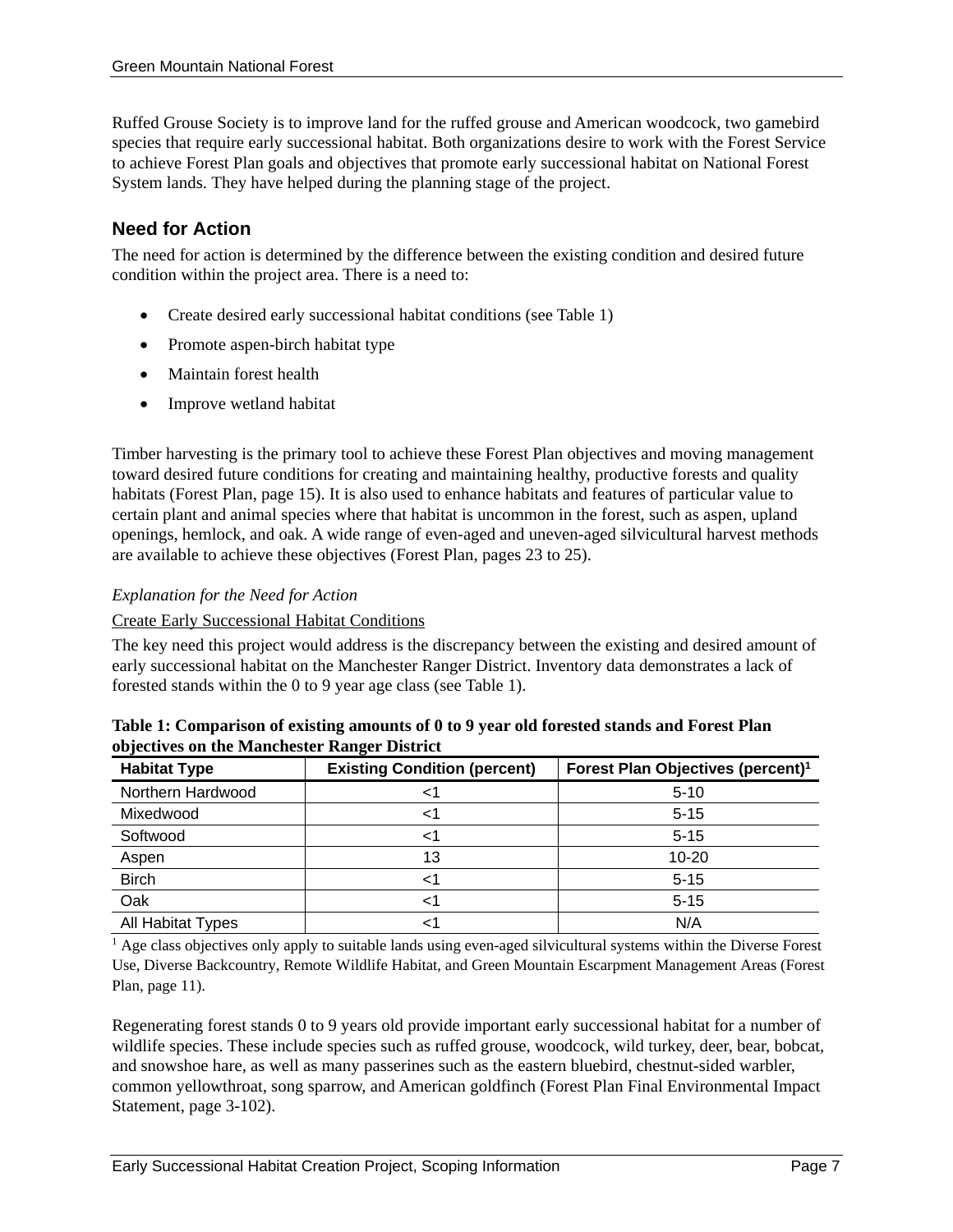Ruffed Grouse Society is to improve land for the ruffed grouse and American woodcock, two gamebird species that require early successional habitat. Both organizations desire to work with the Forest Service to achieve Forest Plan goals and objectives that promote early successional habitat on National Forest System lands. They have helped during the planning stage of the project.

## Need for Action

The need for action is determined by the difference between the existing condition and desired future condition within the project area. There is a need to:

- Create desired early successional habitat conditions (see Table 1)
- Promote aspen-birch habitat type
- Maintain forest health
- Improve wetland habitat

Timber harvesting is the primary tool to achieve these Forest Plan objectives and moving management toward desired future conditions for creating and maintaining healthy, productive forests and quality habitats (Forest Plan, page 15). It is also used to enhance habitats and features of particular value to certain plant and animal species where that habitat is uncommon in the forest, such as aspen, upland openings, hemlock, and oak. A wide range of even-aged and uneven-aged silvicultural harvest methods are available to achieve these objectives (Forest Plan, pages 23 to 25).

*Explanation for the Need for Action*

Create Early Successional Habitat Conditions

The key need this project would address is the discrepancy between the existing and desired amount of early successional habitat on the Manchester Ranger District. Inventory data demonstrates a lack of forested stands within the 0 to 9 year age class (see Table 1).

**Table 1: Comparison of existing amounts of 0 to 9 year old forested stands and Forest Plan objectives on the Manchester Ranger District**

| Habitat Type | Existing Condition (percent) | Forest Plan Objectives (percent)[1] |
|---|---|---|
| Northern Hardwood | <1 | 5-10 |
| Mixedwood | <1 | 5-15 |
| Softwood | <1 | 5-15 |
| Aspen | 13 | 10-20 |
| Birch | <1 | 5-15 |
| Oak | <1 | 5-15 |
| All Habitat Types | <1 | N/A |

[1] Age class objectives only apply to suitable lands using even-aged silvicultural systems within the Diverse Forest Use, Diverse Backcountry, Remote Wildlife Habitat, and Green Mountain Escarpment Management Areas (Forest Plan, page 11).

Regenerating forest stands 0 to 9 years old provide important early successional habitat for a number of wildlife species. These include species such as ruffed grouse, woodcock, wild turkey, deer, bear, bobcat, and snowshoe hare, as well as many passerines such as the eastern bluebird, chestnut-sided warbler, common yellowthroat, song sparrow, and American goldfinch (Forest Plan Final Environmental Impact Statement, page 3-102).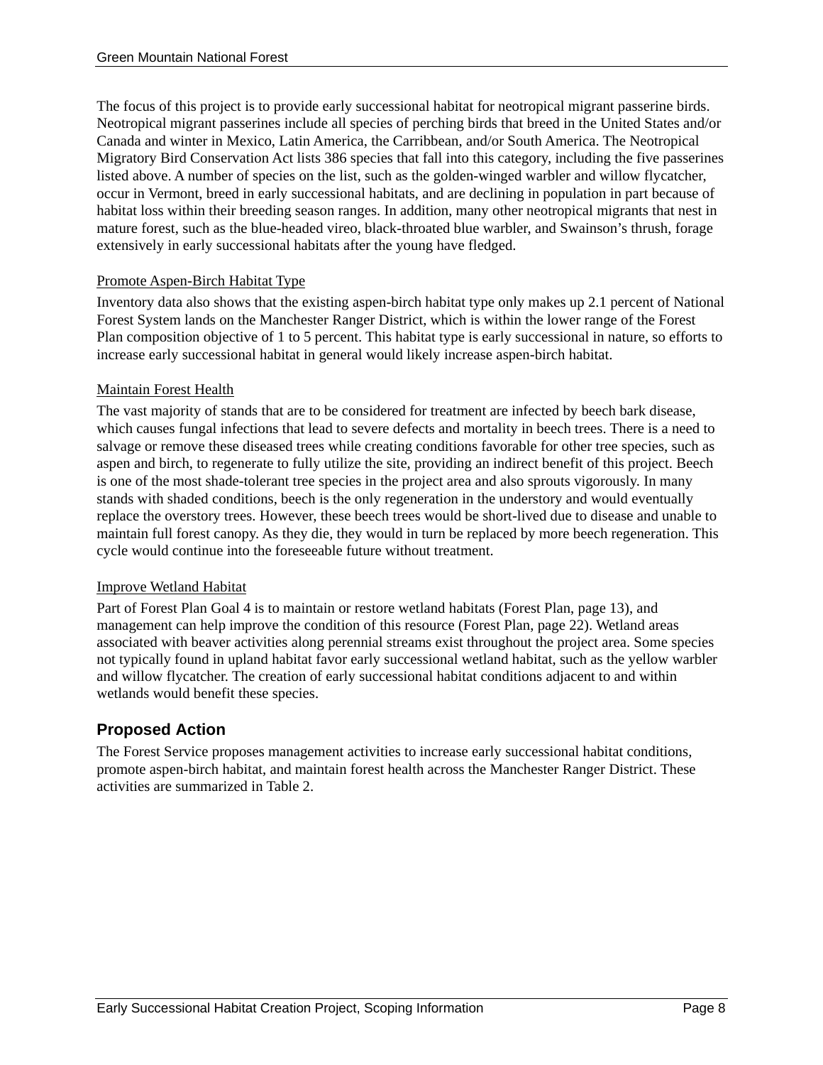The focus of this project is to provide early successional habitat for neotropical migrant passerine birds. Neotropical migrant passerines include all species of perching birds that breed in the United States and/or Canada and winter in Mexico, Latin America, the Carribbean, and/or South America. The Neotropical Migratory Bird Conservation Act lists 386 species that fall into this category, including the five passerines listed above. A number of species on the list, such as the golden-winged warbler and willow flycatcher, occur in Vermont, breed in early successional habitats, and are declining in population in part because of habitat loss within their breeding season ranges. In addition, many other neotropical migrants that nest in mature forest, such as the blue-headed vireo, black-throated blue warbler, and Swainson's thrush, forage extensively in early successional habitats after the young have fledged.

#### Promote Aspen-Birch Habitat Type

Inventory data also shows that the existing aspen-birch habitat type only makes up 2.1 percent of National Forest System lands on the Manchester Ranger District, which is within the lower range of the Forest Plan composition objective of 1 to 5 percent. This habitat type is early successional in nature, so efforts to increase early successional habitat in general would likely increase aspen-birch habitat.

#### Maintain Forest Health

The vast majority of stands that are to be considered for treatment are infected by beech bark disease, which causes fungal infections that lead to severe defects and mortality in beech trees. There is a need to salvage or remove these diseased trees while creating conditions favorable for other tree species, such as aspen and birch, to regenerate to fully utilize the site, providing an indirect benefit of this project. Beech is one of the most shade-tolerant tree species in the project area and also sprouts vigorously. In many stands with shaded conditions, beech is the only regeneration in the understory and would eventually replace the overstory trees. However, these beech trees would be short-lived due to disease and unable to maintain full forest canopy. As they die, they would in turn be replaced by more beech regeneration. This cycle would continue into the foreseeable future without treatment.

#### Improve Wetland Habitat

Part of Forest Plan Goal 4 is to maintain or restore wetland habitats (Forest Plan, page 13), and management can help improve the condition of this resource (Forest Plan, page 22). Wetland areas associated with beaver activities along perennial streams exist throughout the project area. Some species not typically found in upland habitat favor early successional wetland habitat, such as the yellow warbler and willow flycatcher. The creation of early successional habitat conditions adjacent to and within wetlands would benefit these species.

## Proposed Action

The Forest Service proposes management activities to increase early successional habitat conditions, promote aspen-birch habitat, and maintain forest health across the Manchester Ranger District. These activities are summarized in Table 2.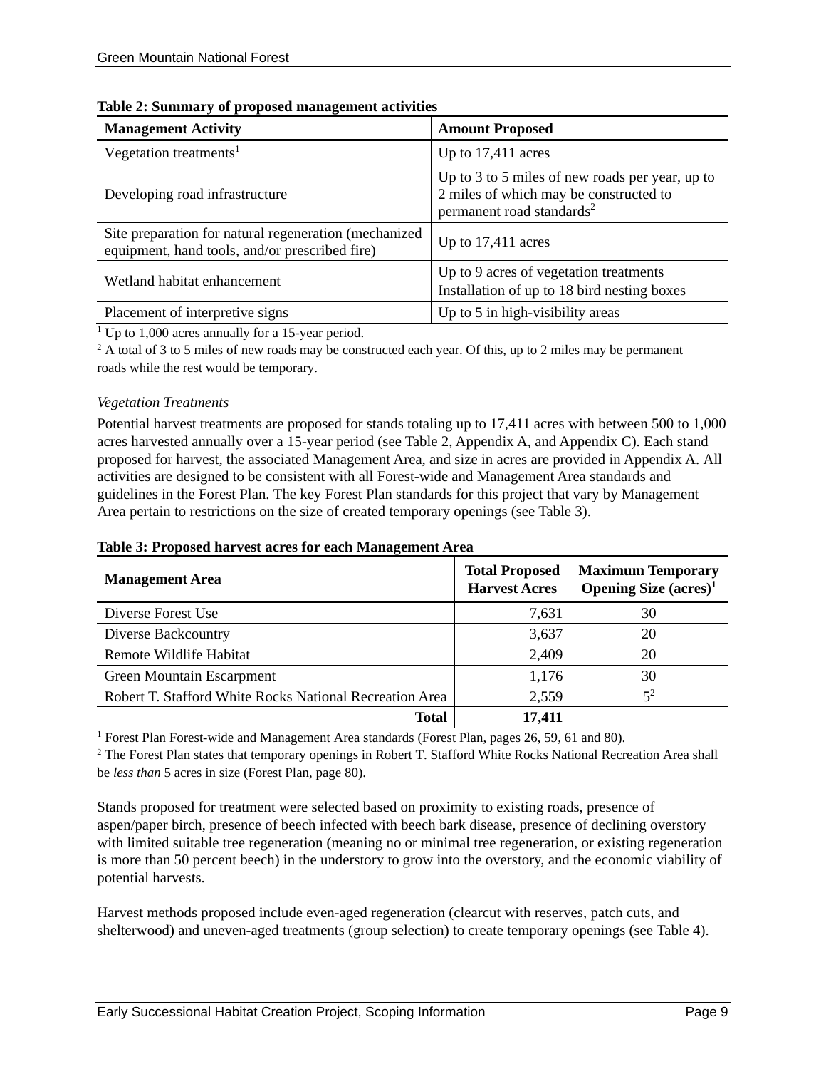**Table 2: Summary of proposed management activities**

| Management Activity | Amount Proposed |
|---|---|
| Vegetation treatments[1] | Up to 17,411 acres |
| Developing road infrastructure | Up to 3 to 5 miles of new roads per year, up to 2 miles of which may be constructed to permanent road standards[2] |
| Site preparation for natural regeneration (mechanized equipment, hand tools, and/or prescribed fire) | Up to 17,411 acres |
| Wetland habitat enhancement | Up to 9 acres of vegetation treatments Installation of up to 18 bird nesting boxes |
| Placement of interpretive signs | Up to 5 in high-visibility areas |

[1] Up to 1,000 acres annually for a 15-year period.

[2] A total of 3 to 5 miles of new roads may be constructed each year. Of this, up to 2 miles may be permanent roads while the rest would be temporary.

*Vegetation Treatments*

Potential harvest treatments are proposed for stands totaling up to 17,411 acres with between 500 to 1,000 acres harvested annually over a 15-year period (see Table 2, Appendix A, and Appendix C). Each stand proposed for harvest, the associated Management Area, and size in acres are provided in Appendix A. All activities are designed to be consistent with all Forest-wide and Management Area standards and guidelines in the Forest Plan. The key Forest Plan standards for this project that vary by Management Area pertain to restrictions on the size of created temporary openings (see Table 3).

**Table 3: Proposed harvest acres for each Management Area**

| Management Area | Total Proposed Harvest Acres | Maximum Temporary Opening Size (acres)[1] |
|---|---|---|
| Diverse Forest Use | 7,631 | 30 |
| Diverse Backcountry | 3,637 | 20 |
| Remote Wildlife Habitat | 2,409 | 20 |
| Green Mountain Escarpment | 1,176 | 30 |
| Robert T. Stafford White Rocks National Recreation Area | 2,559 | 5[2] |
| **Total** | **17,411** | |

[1] Forest Plan Forest-wide and Management Area standards (Forest Plan, pages 26, 59, 61 and 80).

[2] The Forest Plan states that temporary openings in Robert T. Stafford White Rocks National Recreation Area shall be *less than* 5 acres in size (Forest Plan, page 80).

Stands proposed for treatment were selected based on proximity to existing roads, presence of aspen/paper birch, presence of beech infected with beech bark disease, presence of declining overstory with limited suitable tree regeneration (meaning no or minimal tree regeneration, or existing regeneration is more than 50 percent beech) in the understory to grow into the overstory, and the economic viability of potential harvests.

Harvest methods proposed include even-aged regeneration (clearcut with reserves, patch cuts, and shelterwood) and uneven-aged treatments (group selection) to create temporary openings (see Table 4).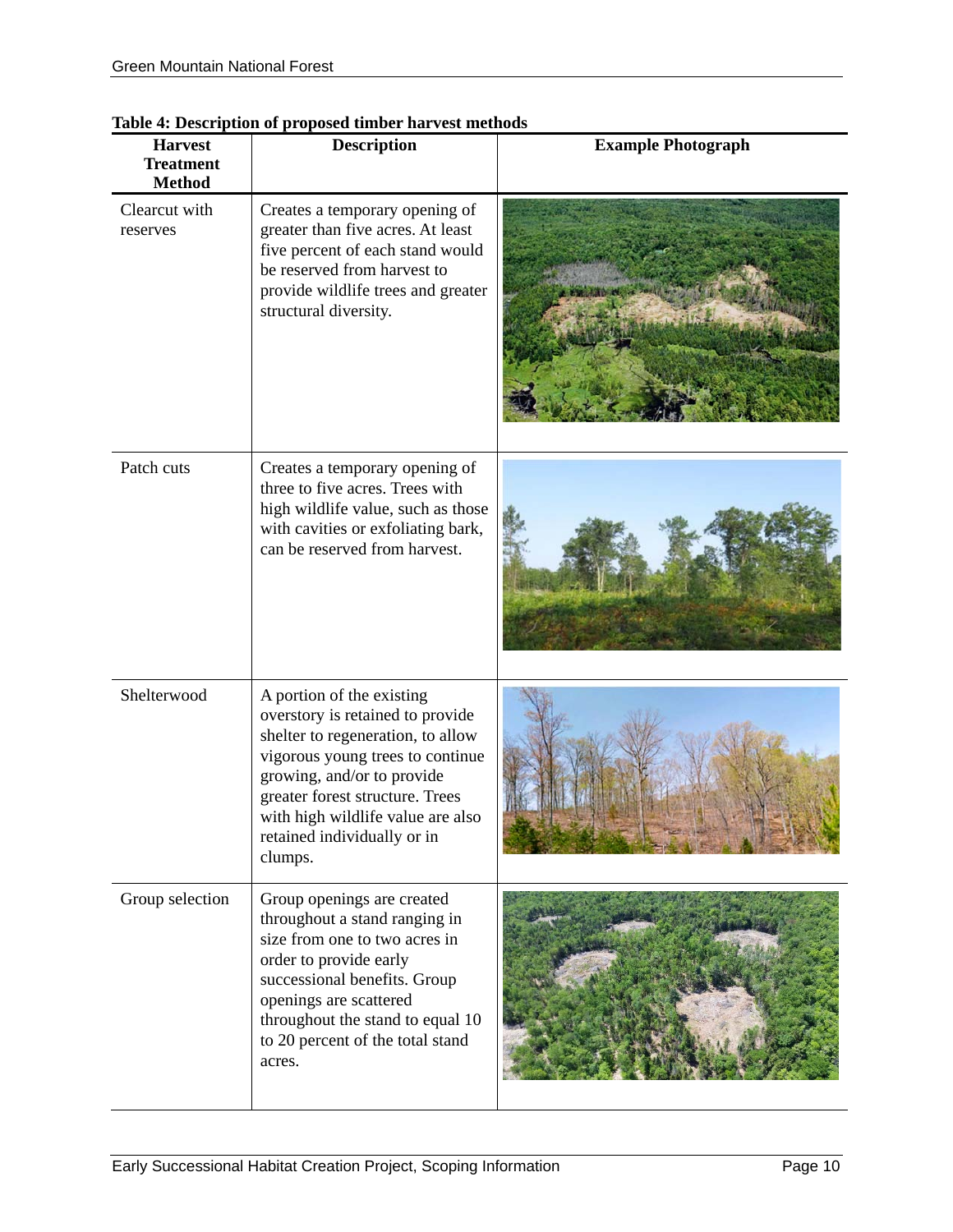**Table 4: Description of proposed timber harvest methods**

| Harvest Treatment Method | Description | Example Photograph |
|---|---|---|
| Clearcut with reserves | Creates a temporary opening of greater than five acres. At least five percent of each stand would be reserved from harvest to provide wildlife trees and greater structural diversity. | |
| Patch cuts | Creates a temporary opening of three to five acres. Trees with high wildlife value, such as those with cavities or exfoliating bark, can be reserved from harvest. | |
| Shelterwood | A portion of the existing overstory is retained to provide shelter to regeneration, to allow vigorous young trees to continue growing, and/or to provide greater forest structure. Trees with high wildlife value are also retained individually or in clumps. | |
| Group selection | Group openings are created throughout a stand ranging in size from one to two acres in order to provide early successional benefits. Group openings are scattered throughout the stand to equal 10 to 20 percent of the total stand acres. | |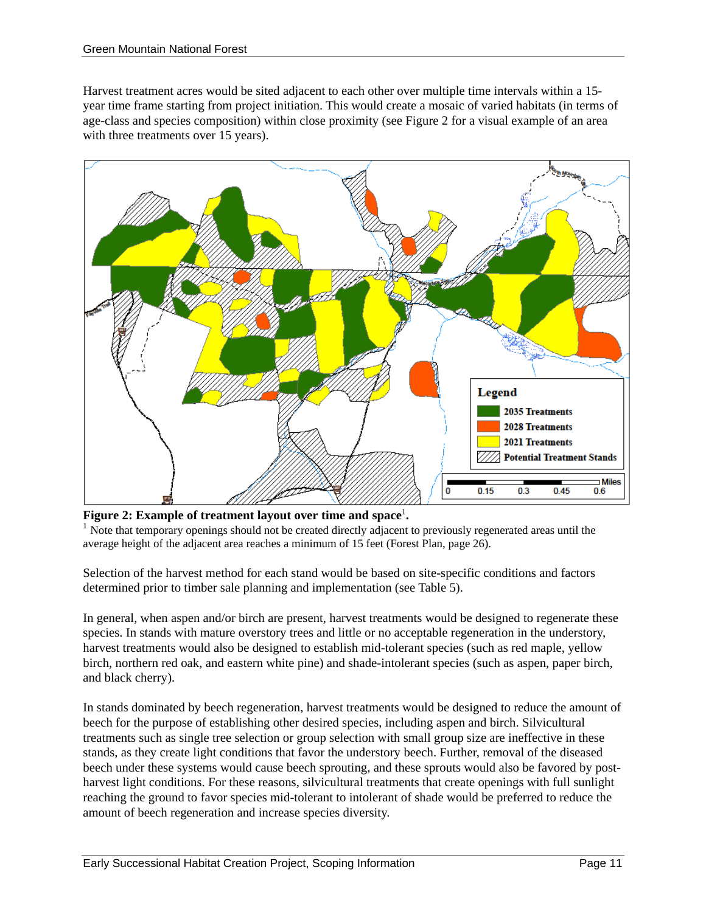Harvest treatment acres would be sited adjacent to each other over multiple time intervals within a 15-year time frame starting from project initiation. This would create a mosaic of varied habitats (in terms of age-class and species composition) within close proximity (see Figure 2 for a visual example of an area with three treatments over 15 years).

**Figure 2: Example of treatment layout over time and space**[1]**.**

[1] Note that temporary openings should not be created directly adjacent to previously regenerated areas until the average height of the adjacent area reaches a minimum of 15 feet (Forest Plan, page 26).

Selection of the harvest method for each stand would be based on site-specific conditions and factors determined prior to timber sale planning and implementation (see Table 5).

In general, when aspen and/or birch are present, harvest treatments would be designed to regenerate these species. In stands with mature overstory trees and little or no acceptable regeneration in the understory, harvest treatments would also be designed to establish mid-tolerant species (such as red maple, yellow birch, northern red oak, and eastern white pine) and shade-intolerant species (such as aspen, paper birch, and black cherry).

In stands dominated by beech regeneration, harvest treatments would be designed to reduce the amount of beech for the purpose of establishing other desired species, including aspen and birch. Silvicultural treatments such as single tree selection or group selection with small group size are ineffective in these stands, as they create light conditions that favor the understory beech. Further, removal of the diseased beech under these systems would cause beech sprouting, and these sprouts would also be favored by post-harvest light conditions. For these reasons, silvicultural treatments that create openings with full sunlight reaching the ground to favor species mid-tolerant to intolerant of shade would be preferred to reduce the amount of beech regeneration and increase species diversity.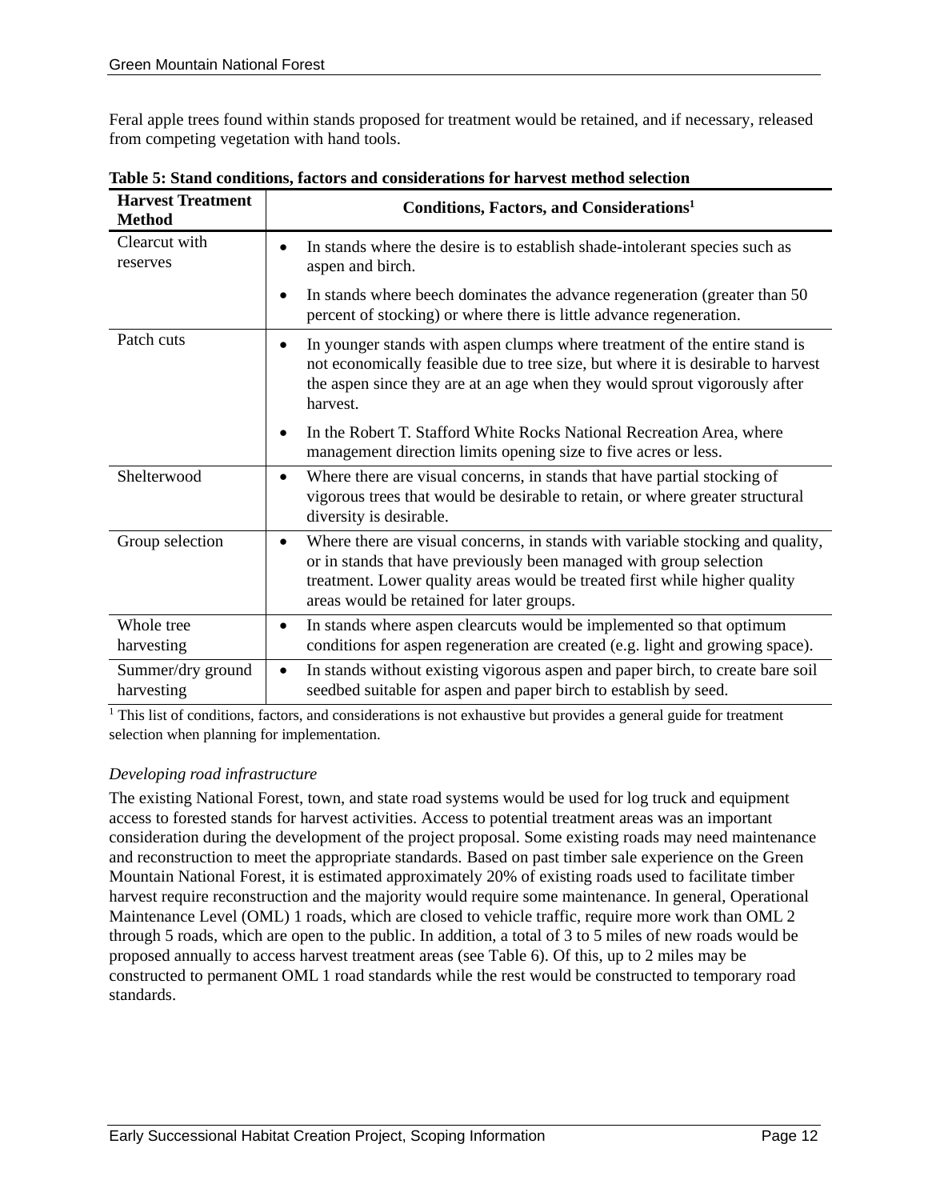Feral apple trees found within stands proposed for treatment would be retained, and if necessary, released from competing vegetation with hand tools.

**Table 5: Stand conditions, factors and considerations for harvest method selection**

| Harvest Treatment Method | Conditions, Factors, and Considerations[1] |
|---|---|
| Clearcut with reserves | • In stands where the desire is to establish shade-intolerant species such as aspen and birch.<br>• In stands where beech dominates the advance regeneration (greater than 50 percent of stocking) or where there is little advance regeneration. |
| Patch cuts | • In younger stands with aspen clumps where treatment of the entire stand is not economically feasible due to tree size, but where it is desirable to harvest the aspen since they are at an age when they would sprout vigorously after harvest.<br>• In the Robert T. Stafford White Rocks National Recreation Area, where management direction limits opening size to five acres or less. |
| Shelterwood | • Where there are visual concerns, in stands that have partial stocking of vigorous trees that would be desirable to retain, or where greater structural diversity is desirable. |
| Group selection | • Where there are visual concerns, in stands with variable stocking and quality, or in stands that have previously been managed with group selection treatment. Lower quality areas would be treated first while higher quality areas would be retained for later groups. |
| Whole tree harvesting | • In stands where aspen clearcuts would be implemented so that optimum conditions for aspen regeneration are created (e.g. light and growing space). |
| Summer/dry ground harvesting | • In stands without existing vigorous aspen and paper birch, to create bare soil seedbed suitable for aspen and paper birch to establish by seed. |

[1] This list of conditions, factors, and considerations is not exhaustive but provides a general guide for treatment selection when planning for implementation.

*Developing road infrastructure*

The existing National Forest, town, and state road systems would be used for log truck and equipment access to forested stands for harvest activities. Access to potential treatment areas was an important consideration during the development of the project proposal. Some existing roads may need maintenance and reconstruction to meet the appropriate standards. Based on past timber sale experience on the Green Mountain National Forest, it is estimated approximately 20% of existing roads used to facilitate timber harvest require reconstruction and the majority would require some maintenance. In general, Operational Maintenance Level (OML) 1 roads, which are closed to vehicle traffic, require more work than OML 2 through 5 roads, which are open to the public. In addition, a total of 3 to 5 miles of new roads would be proposed annually to access harvest treatment areas (see Table 6). Of this, up to 2 miles may be constructed to permanent OML 1 road standards while the rest would be constructed to temporary road standards.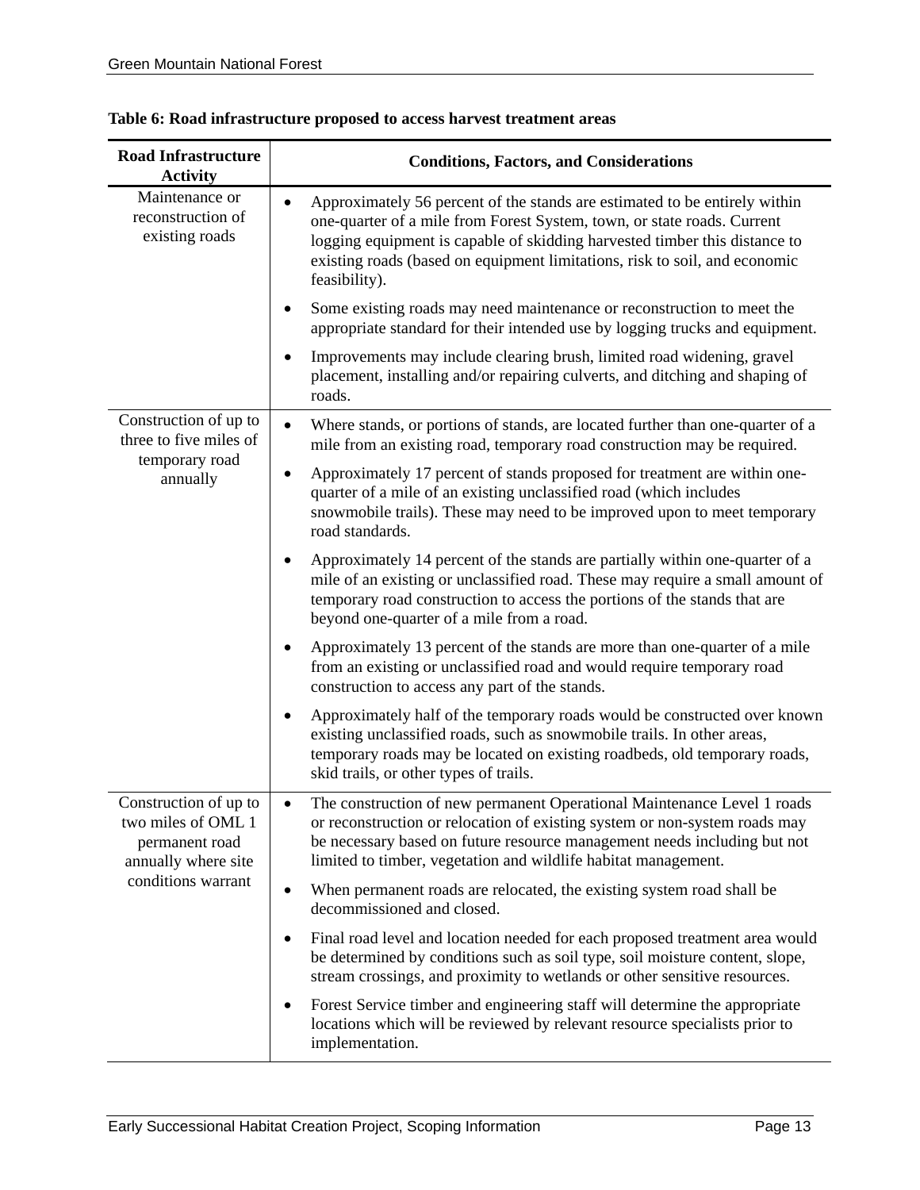**Table 6: Road infrastructure proposed to access harvest treatment areas**

| Road Infrastructure Activity | Conditions, Factors, and Considerations |
|---|---|
| Maintenance or reconstruction of existing roads | • Approximately 56 percent of the stands are estimated to be entirely within one-quarter of a mile from Forest System, town, or state roads. Current logging equipment is capable of skidding harvested timber this distance to existing roads (based on equipment limitations, risk to soil, and economic feasibility).<br>• Some existing roads may need maintenance or reconstruction to meet the appropriate standard for their intended use by logging trucks and equipment.<br>• Improvements may include clearing brush, limited road widening, gravel placement, installing and/or repairing culverts, and ditching and shaping of roads. |
| Construction of up to three to five miles of temporary road annually | • Where stands, or portions of stands, are located further than one-quarter of a mile from an existing road, temporary road construction may be required.<br>• Approximately 17 percent of stands proposed for treatment are within one-quarter of a mile of an existing unclassified road (which includes snowmobile trails). These may need to be improved upon to meet temporary road standards.<br>• Approximately 14 percent of the stands are partially within one-quarter of a mile of an existing or unclassified road. These may require a small amount of temporary road construction to access the portions of the stands that are beyond one-quarter of a mile from a road.<br>• Approximately 13 percent of the stands are more than one-quarter of a mile from an existing or unclassified road and would require temporary road construction to access any part of the stands.<br>• Approximately half of the temporary roads would be constructed over known existing unclassified roads, such as snowmobile trails. In other areas, temporary roads may be located on existing roadbeds, old temporary roads, skid trails, or other types of trails. |
| Construction of up to two miles of OML 1 permanent road annually where site conditions warrant | • The construction of new permanent Operational Maintenance Level 1 roads or reconstruction or relocation of existing system or non-system roads may be necessary based on future resource management needs including but not limited to timber, vegetation and wildlife habitat management.<br>• When permanent roads are relocated, the existing system road shall be decommissioned and closed.<br>• Final road level and location needed for each proposed treatment area would be determined by conditions such as soil type, soil moisture content, slope, stream crossings, and proximity to wetlands or other sensitive resources.<br>• Forest Service timber and engineering staff will determine the appropriate locations which will be reviewed by relevant resource specialists prior to implementation. |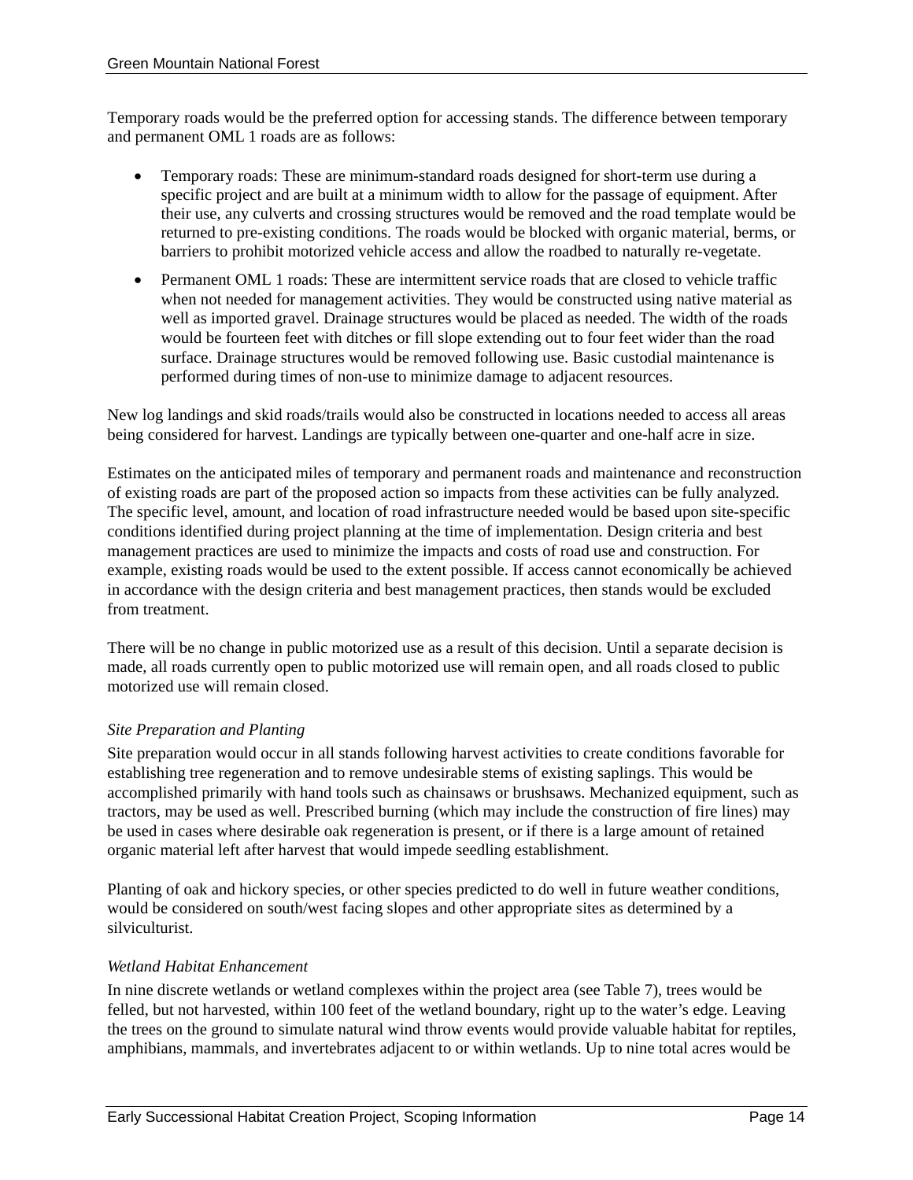Temporary roads would be the preferred option for accessing stands. The difference between temporary and permanent OML 1 roads are as follows:

- Temporary roads: These are minimum-standard roads designed for short-term use during a specific project and are built at a minimum width to allow for the passage of equipment. After their use, any culverts and crossing structures would be removed and the road template would be returned to pre-existing conditions. The roads would be blocked with organic material, berms, or barriers to prohibit motorized vehicle access and allow the roadbed to naturally re-vegetate.
- Permanent OML 1 roads: These are intermittent service roads that are closed to vehicle traffic when not needed for management activities. They would be constructed using native material as well as imported gravel. Drainage structures would be placed as needed. The width of the roads would be fourteen feet with ditches or fill slope extending out to four feet wider than the road surface. Drainage structures would be removed following use. Basic custodial maintenance is performed during times of non-use to minimize damage to adjacent resources.

New log landings and skid roads/trails would also be constructed in locations needed to access all areas being considered for harvest. Landings are typically between one-quarter and one-half acre in size.

Estimates on the anticipated miles of temporary and permanent roads and maintenance and reconstruction of existing roads are part of the proposed action so impacts from these activities can be fully analyzed. The specific level, amount, and location of road infrastructure needed would be based upon site-specific conditions identified during project planning at the time of implementation. Design criteria and best management practices are used to minimize the impacts and costs of road use and construction. For example, existing roads would be used to the extent possible. If access cannot economically be achieved in accordance with the design criteria and best management practices, then stands would be excluded from treatment.

There will be no change in public motorized use as a result of this decision. Until a separate decision is made, all roads currently open to public motorized use will remain open, and all roads closed to public motorized use will remain closed.

*Site Preparation and Planting*

Site preparation would occur in all stands following harvest activities to create conditions favorable for establishing tree regeneration and to remove undesirable stems of existing saplings. This would be accomplished primarily with hand tools such as chainsaws or brushsaws. Mechanized equipment, such as tractors, may be used as well. Prescribed burning (which may include the construction of fire lines) may be used in cases where desirable oak regeneration is present, or if there is a large amount of retained organic material left after harvest that would impede seedling establishment.

Planting of oak and hickory species, or other species predicted to do well in future weather conditions, would be considered on south/west facing slopes and other appropriate sites as determined by a silviculturist.

*Wetland Habitat Enhancement*

In nine discrete wetlands or wetland complexes within the project area (see Table 7), trees would be felled, but not harvested, within 100 feet of the wetland boundary, right up to the water's edge. Leaving the trees on the ground to simulate natural wind throw events would provide valuable habitat for reptiles, amphibians, mammals, and invertebrates adjacent to or within wetlands. Up to nine total acres would be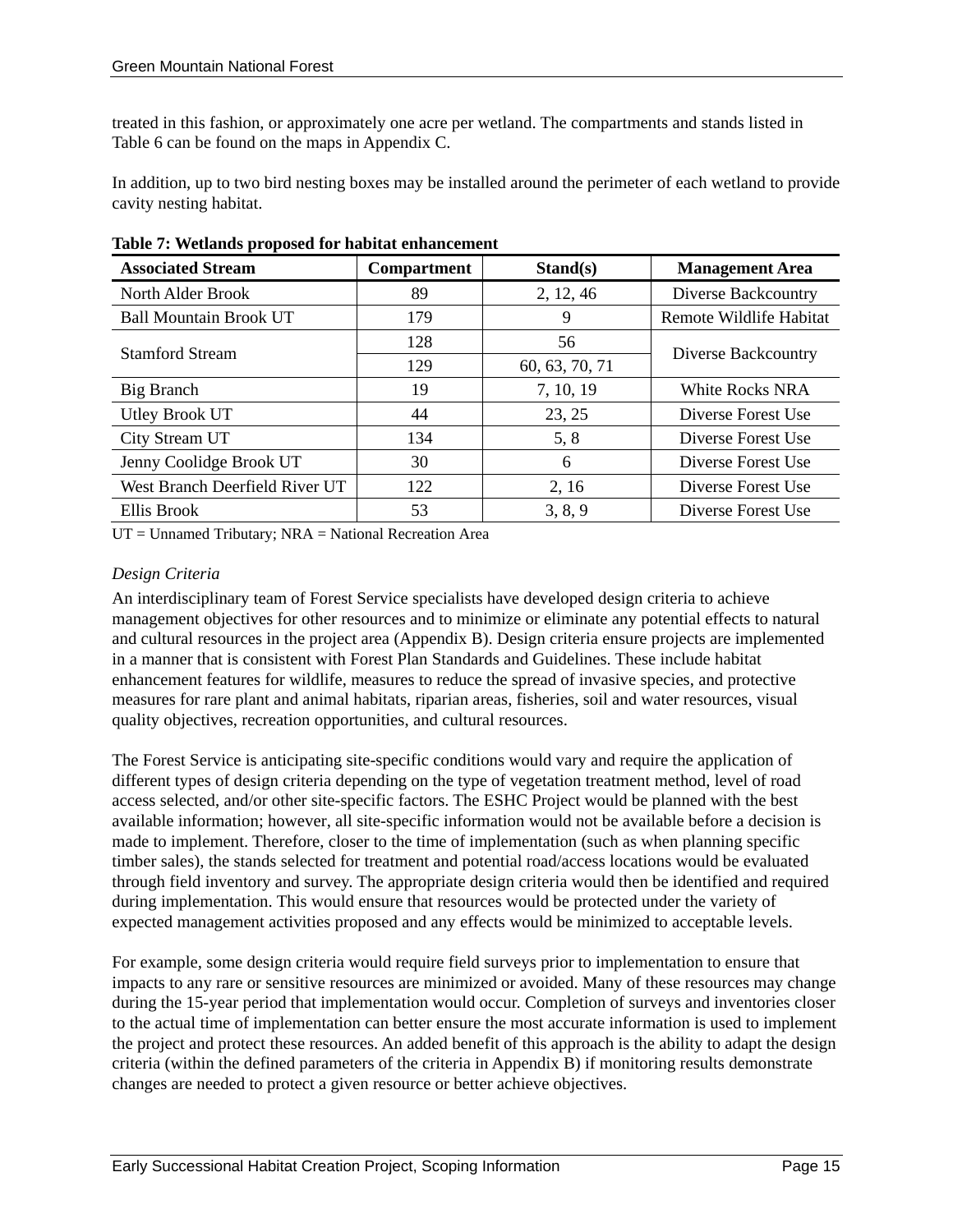treated in this fashion, or approximately one acre per wetland. The compartments and stands listed in Table 6 can be found on the maps in Appendix C.

In addition, up to two bird nesting boxes may be installed around the perimeter of each wetland to provide cavity nesting habitat.

**Table 7: Wetlands proposed for habitat enhancement**

| Associated Stream | Compartment | Stand(s) | Management Area |
|---|---|---|---|
| North Alder Brook | 89 | 2, 12, 46 | Diverse Backcountry |
| Ball Mountain Brook UT | 179 | 9 | Remote Wildlife Habitat |
| Stamford Stream | 128 | 56 | Diverse Backcountry |
| | 129 | 60, 63, 70, 71 | |
| Big Branch | 19 | 7, 10, 19 | White Rocks NRA |
| Utley Brook UT | 44 | 23, 25 | Diverse Forest Use |
| City Stream UT | 134 | 5, 8 | Diverse Forest Use |
| Jenny Coolidge Brook UT | 30 | 6 | Diverse Forest Use |
| West Branch Deerfield River UT | 122 | 2, 16 | Diverse Forest Use |
| Ellis Brook | 53 | 3, 8, 9 | Diverse Forest Use |

UT = Unnamed Tributary; NRA = National Recreation Area

*Design Criteria*

An interdisciplinary team of Forest Service specialists have developed design criteria to achieve management objectives for other resources and to minimize or eliminate any potential effects to natural and cultural resources in the project area (Appendix B). Design criteria ensure projects are implemented in a manner that is consistent with Forest Plan Standards and Guidelines. These include habitat enhancement features for wildlife, measures to reduce the spread of invasive species, and protective measures for rare plant and animal habitats, riparian areas, fisheries, soil and water resources, visual quality objectives, recreation opportunities, and cultural resources.

The Forest Service is anticipating site-specific conditions would vary and require the application of different types of design criteria depending on the type of vegetation treatment method, level of road access selected, and/or other site-specific factors. The ESHC Project would be planned with the best available information; however, all site-specific information would not be available before a decision is made to implement. Therefore, closer to the time of implementation (such as when planning specific timber sales), the stands selected for treatment and potential road/access locations would be evaluated through field inventory and survey. The appropriate design criteria would then be identified and required during implementation. This would ensure that resources would be protected under the variety of expected management activities proposed and any effects would be minimized to acceptable levels.

For example, some design criteria would require field surveys prior to implementation to ensure that impacts to any rare or sensitive resources are minimized or avoided. Many of these resources may change during the 15-year period that implementation would occur. Completion of surveys and inventories closer to the actual time of implementation can better ensure the most accurate information is used to implement the project and protect these resources. An added benefit of this approach is the ability to adapt the design criteria (within the defined parameters of the criteria in Appendix B) if monitoring results demonstrate changes are needed to protect a given resource or better achieve objectives.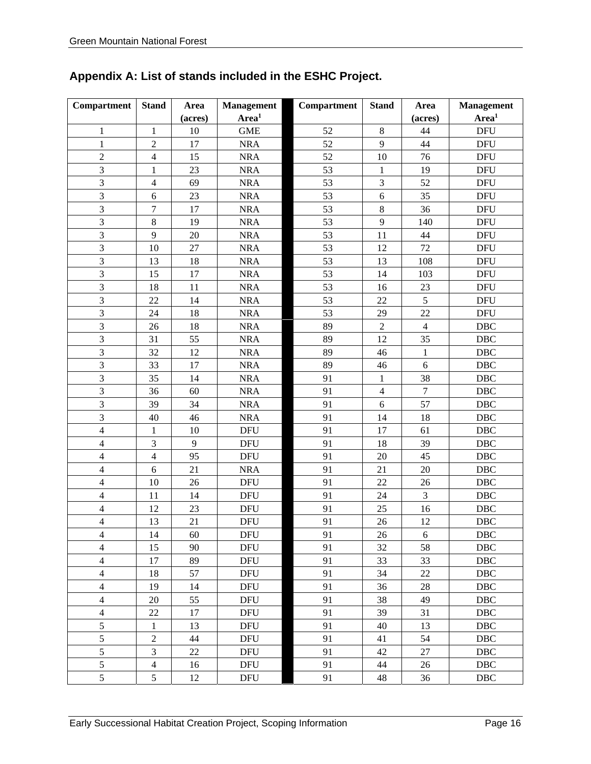## Appendix A: List of stands included in the ESHC Project.

| Compartment | Stand | Area (acres) | Management Area[1] | Compartment | Stand | Area (acres) | Management Area[1] |
|---|---|---|---|---|---|---|---|
| 1 | 1 | 10 | GME | 52 | 8 | 44 | DFU |
| 1 | 2 | 17 | NRA | 52 | 9 | 44 | DFU |
| 2 | 4 | 15 | NRA | 52 | 10 | 76 | DFU |
| 3 | 1 | 23 | NRA | 53 | 1 | 19 | DFU |
| 3 | 4 | 69 | NRA | 53 | 3 | 52 | DFU |
| 3 | 6 | 23 | NRA | 53 | 6 | 35 | DFU |
| 3 | 7 | 17 | NRA | 53 | 8 | 36 | DFU |
| 3 | 8 | 19 | NRA | 53 | 9 | 140 | DFU |
| 3 | 9 | 20 | NRA | 53 | 11 | 44 | DFU |
| 3 | 10 | 27 | NRA | 53 | 12 | 72 | DFU |
| 3 | 13 | 18 | NRA | 53 | 13 | 108 | DFU |
| 3 | 15 | 17 | NRA | 53 | 14 | 103 | DFU |
| 3 | 18 | 11 | NRA | 53 | 16 | 23 | DFU |
| 3 | 22 | 14 | NRA | 53 | 22 | 5 | DFU |
| 3 | 24 | 18 | NRA | 53 | 29 | 22 | DFU |
| 3 | 26 | 18 | NRA | 89 | 2 | 4 | DBC |
| 3 | 31 | 55 | NRA | 89 | 12 | 35 | DBC |
| 3 | 32 | 12 | NRA | 89 | 46 | 1 | DBC |
| 3 | 33 | 17 | NRA | 89 | 46 | 6 | DBC |
| 3 | 35 | 14 | NRA | 91 | 1 | 38 | DBC |
| 3 | 36 | 60 | NRA | 91 | 4 | 7 | DBC |
| 3 | 39 | 34 | NRA | 91 | 6 | 57 | DBC |
| 3 | 40 | 46 | NRA | 91 | 14 | 18 | DBC |
| 4 | 1 | 10 | DFU | 91 | 17 | 61 | DBC |
| 4 | 3 | 9 | DFU | 91 | 18 | 39 | DBC |
| 4 | 4 | 95 | DFU | 91 | 20 | 45 | DBC |
| 4 | 6 | 21 | NRA | 91 | 21 | 20 | DBC |
| 4 | 10 | 26 | DFU | 91 | 22 | 26 | DBC |
| 4 | 11 | 14 | DFU | 91 | 24 | 3 | DBC |
| 4 | 12 | 23 | DFU | 91 | 25 | 16 | DBC |
| 4 | 13 | 21 | DFU | 91 | 26 | 12 | DBC |
| 4 | 14 | 60 | DFU | 91 | 26 | 6 | DBC |
| 4 | 15 | 90 | DFU | 91 | 32 | 58 | DBC |
| 4 | 17 | 89 | DFU | 91 | 33 | 33 | DBC |
| 4 | 18 | 57 | DFU | 91 | 34 | 22 | DBC |
| 4 | 19 | 14 | DFU | 91 | 36 | 28 | DBC |
| 4 | 20 | 55 | DFU | 91 | 38 | 49 | DBC |
| 4 | 22 | 17 | DFU | 91 | 39 | 31 | DBC |
| 5 | 1 | 13 | DFU | 91 | 40 | 13 | DBC |
| 5 | 2 | 44 | DFU | 91 | 41 | 54 | DBC |
| 5 | 3 | 22 | DFU | 91 | 42 | 27 | DBC |
| 5 | 4 | 16 | DFU | 91 | 44 | 26 | DBC |
| 5 | 5 | 12 | DFU | 91 | 48 | 36 | DBC |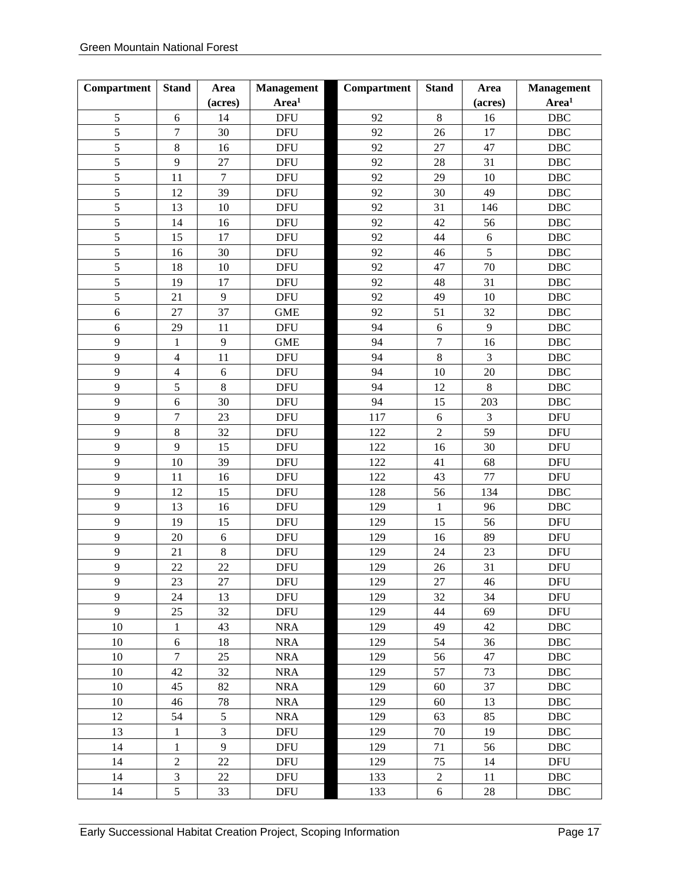| Compartment | Stand | Area (acres) | Management Area[1] | Compartment | Stand | Area (acres) | Management Area[1] |
|---|---|---|---|---|---|---|---|
| 5 | 6 | 14 | DFU | 92 | 8 | 16 | DBC |
| 5 | 7 | 30 | DFU | 92 | 26 | 17 | DBC |
| 5 | 8 | 16 | DFU | 92 | 27 | 47 | DBC |
| 5 | 9 | 27 | DFU | 92 | 28 | 31 | DBC |
| 5 | 11 | 7 | DFU | 92 | 29 | 10 | DBC |
| 5 | 12 | 39 | DFU | 92 | 30 | 49 | DBC |
| 5 | 13 | 10 | DFU | 92 | 31 | 146 | DBC |
| 5 | 14 | 16 | DFU | 92 | 42 | 56 | DBC |
| 5 | 15 | 17 | DFU | 92 | 44 | 6 | DBC |
| 5 | 16 | 30 | DFU | 92 | 46 | 5 | DBC |
| 5 | 18 | 10 | DFU | 92 | 47 | 70 | DBC |
| 5 | 19 | 17 | DFU | 92 | 48 | 31 | DBC |
| 5 | 21 | 9 | DFU | 92 | 49 | 10 | DBC |
| 6 | 27 | 37 | GME | 92 | 51 | 32 | DBC |
| 6 | 29 | 11 | DFU | 94 | 6 | 9 | DBC |
| 9 | 1 | 9 | GME | 94 | 7 | 16 | DBC |
| 9 | 4 | 11 | DFU | 94 | 8 | 3 | DBC |
| 9 | 4 | 6 | DFU | 94 | 10 | 20 | DBC |
| 9 | 5 | 8 | DFU | 94 | 12 | 8 | DBC |
| 9 | 6 | 30 | DFU | 94 | 15 | 203 | DBC |
| 9 | 7 | 23 | DFU | 117 | 6 | 3 | DFU |
| 9 | 8 | 32 | DFU | 122 | 2 | 59 | DFU |
| 9 | 9 | 15 | DFU | 122 | 16 | 30 | DFU |
| 9 | 10 | 39 | DFU | 122 | 41 | 68 | DFU |
| 9 | 11 | 16 | DFU | 122 | 43 | 77 | DFU |
| 9 | 12 | 15 | DFU | 128 | 56 | 134 | DBC |
| 9 | 13 | 16 | DFU | 129 | 1 | 96 | DBC |
| 9 | 19 | 15 | DFU | 129 | 15 | 56 | DFU |
| 9 | 20 | 6 | DFU | 129 | 16 | 89 | DFU |
| 9 | 21 | 8 | DFU | 129 | 24 | 23 | DFU |
| 9 | 22 | 22 | DFU | 129 | 26 | 31 | DFU |
| 9 | 23 | 27 | DFU | 129 | 27 | 46 | DFU |
| 9 | 24 | 13 | DFU | 129 | 32 | 34 | DFU |
| 9 | 25 | 32 | DFU | 129 | 44 | 69 | DFU |
| 10 | 1 | 43 | NRA | 129 | 49 | 42 | DBC |
| 10 | 6 | 18 | NRA | 129 | 54 | 36 | DBC |
| 10 | 7 | 25 | NRA | 129 | 56 | 47 | DBC |
| 10 | 42 | 32 | NRA | 129 | 57 | 73 | DBC |
| 10 | 45 | 82 | NRA | 129 | 60 | 37 | DBC |
| 10 | 46 | 78 | NRA | 129 | 60 | 13 | DBC |
| 12 | 54 | 5 | NRA | 129 | 63 | 85 | DBC |
| 13 | 1 | 3 | DFU | 129 | 70 | 19 | DBC |
| 14 | 1 | 9 | DFU | 129 | 71 | 56 | DBC |
| 14 | 2 | 22 | DFU | 129 | 75 | 14 | DFU |
| 14 | 3 | 22 | DFU | 133 | 2 | 11 | DBC |
| 14 | 5 | 33 | DFU | 133 | 6 | 28 | DBC |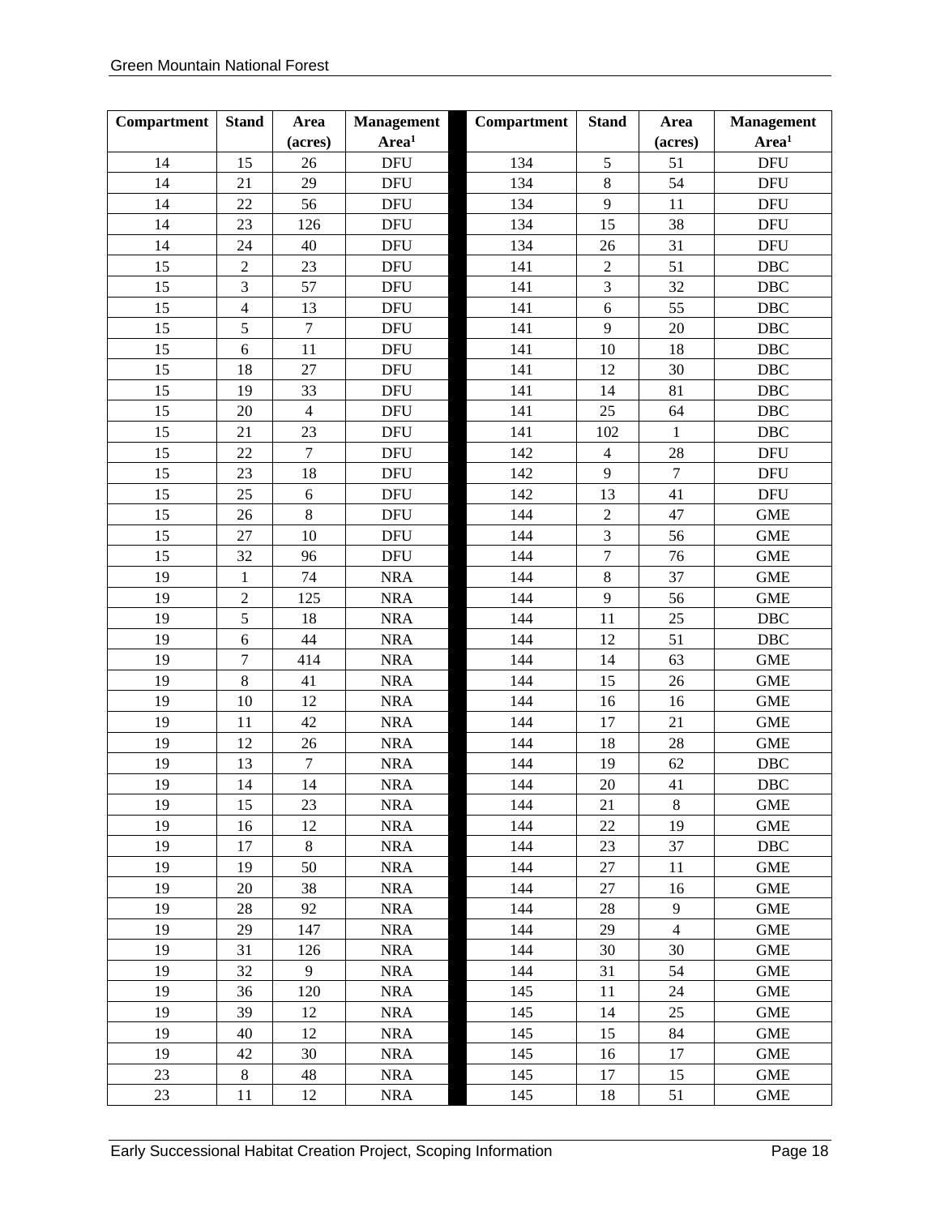| Compartment | Stand | Area (acres) | Management Area[1] | Compartment | Stand | Area (acres) | Management Area[1] |
|---|---|---|---|---|---|---|---|
| 14 | 15 | 26 | DFU | 134 | 5 | 51 | DFU |
| 14 | 21 | 29 | DFU | 134 | 8 | 54 | DFU |
| 14 | 22 | 56 | DFU | 134 | 9 | 11 | DFU |
| 14 | 23 | 126 | DFU | 134 | 15 | 38 | DFU |
| 14 | 24 | 40 | DFU | 134 | 26 | 31 | DFU |
| 15 | 2 | 23 | DFU | 141 | 2 | 51 | DBC |
| 15 | 3 | 57 | DFU | 141 | 3 | 32 | DBC |
| 15 | 4 | 13 | DFU | 141 | 6 | 55 | DBC |
| 15 | 5 | 7 | DFU | 141 | 9 | 20 | DBC |
| 15 | 6 | 11 | DFU | 141 | 10 | 18 | DBC |
| 15 | 18 | 27 | DFU | 141 | 12 | 30 | DBC |
| 15 | 19 | 33 | DFU | 141 | 14 | 81 | DBC |
| 15 | 20 | 4 | DFU | 141 | 25 | 64 | DBC |
| 15 | 21 | 23 | DFU | 141 | 102 | 1 | DBC |
| 15 | 22 | 7 | DFU | 142 | 4 | 28 | DFU |
| 15 | 23 | 18 | DFU | 142 | 9 | 7 | DFU |
| 15 | 25 | 6 | DFU | 142 | 13 | 41 | DFU |
| 15 | 26 | 8 | DFU | 144 | 2 | 47 | GME |
| 15 | 27 | 10 | DFU | 144 | 3 | 56 | GME |
| 15 | 32 | 96 | DFU | 144 | 7 | 76 | GME |
| 19 | 1 | 74 | NRA | 144 | 8 | 37 | GME |
| 19 | 2 | 125 | NRA | 144 | 9 | 56 | GME |
| 19 | 5 | 18 | NRA | 144 | 11 | 25 | DBC |
| 19 | 6 | 44 | NRA | 144 | 12 | 51 | DBC |
| 19 | 7 | 414 | NRA | 144 | 14 | 63 | GME |
| 19 | 8 | 41 | NRA | 144 | 15 | 26 | GME |
| 19 | 10 | 12 | NRA | 144 | 16 | 16 | GME |
| 19 | 11 | 42 | NRA | 144 | 17 | 21 | GME |
| 19 | 12 | 26 | NRA | 144 | 18 | 28 | GME |
| 19 | 13 | 7 | NRA | 144 | 19 | 62 | DBC |
| 19 | 14 | 14 | NRA | 144 | 20 | 41 | DBC |
| 19 | 15 | 23 | NRA | 144 | 21 | 8 | GME |
| 19 | 16 | 12 | NRA | 144 | 22 | 19 | GME |
| 19 | 17 | 8 | NRA | 144 | 23 | 37 | DBC |
| 19 | 19 | 50 | NRA | 144 | 27 | 11 | GME |
| 19 | 20 | 38 | NRA | 144 | 27 | 16 | GME |
| 19 | 28 | 92 | NRA | 144 | 28 | 9 | GME |
| 19 | 29 | 147 | NRA | 144 | 29 | 4 | GME |
| 19 | 31 | 126 | NRA | 144 | 30 | 30 | GME |
| 19 | 32 | 9 | NRA | 144 | 31 | 54 | GME |
| 19 | 36 | 120 | NRA | 145 | 11 | 24 | GME |
| 19 | 39 | 12 | NRA | 145 | 14 | 25 | GME |
| 19 | 40 | 12 | NRA | 145 | 15 | 84 | GME |
| 19 | 42 | 30 | NRA | 145 | 16 | 17 | GME |
| 23 | 8 | 48 | NRA | 145 | 17 | 15 | GME |
| 23 | 11 | 12 | NRA | 145 | 18 | 51 | GME |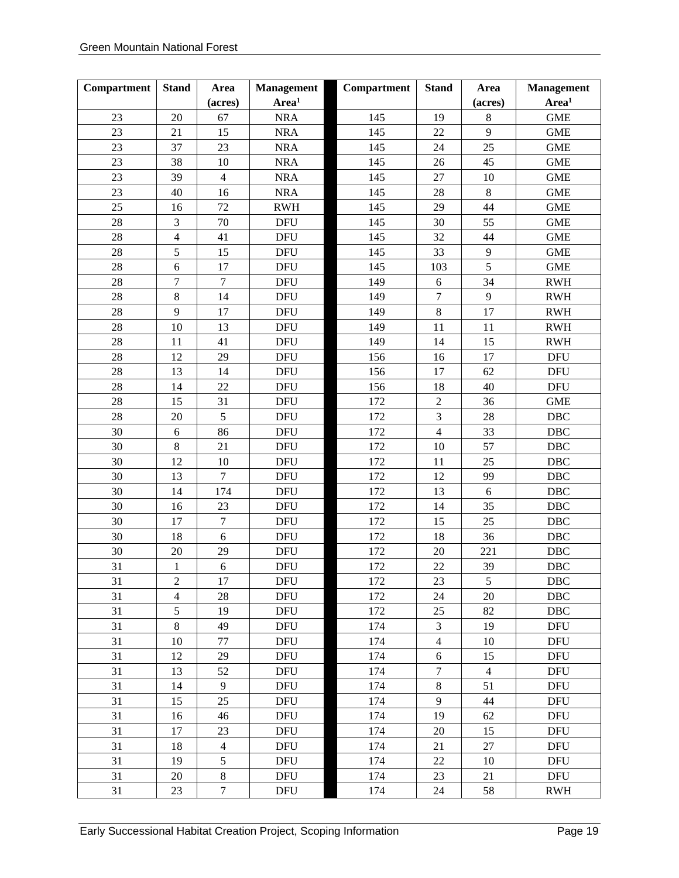| Compartment | Stand | Area (acres) | Management Area[1] | Compartment | Stand | Area (acres) | Management Area[1] |
|---|---|---|---|---|---|---|---|
| 23 | 20 | 67 | NRA | 145 | 19 | 8 | GME |
| 23 | 21 | 15 | NRA | 145 | 22 | 9 | GME |
| 23 | 37 | 23 | NRA | 145 | 24 | 25 | GME |
| 23 | 38 | 10 | NRA | 145 | 26 | 45 | GME |
| 23 | 39 | 4 | NRA | 145 | 27 | 10 | GME |
| 23 | 40 | 16 | NRA | 145 | 28 | 8 | GME |
| 25 | 16 | 72 | RWH | 145 | 29 | 44 | GME |
| 28 | 3 | 70 | DFU | 145 | 30 | 55 | GME |
| 28 | 4 | 41 | DFU | 145 | 32 | 44 | GME |
| 28 | 5 | 15 | DFU | 145 | 33 | 9 | GME |
| 28 | 6 | 17 | DFU | 145 | 103 | 5 | GME |
| 28 | 7 | 7 | DFU | 149 | 6 | 34 | RWH |
| 28 | 8 | 14 | DFU | 149 | 7 | 9 | RWH |
| 28 | 9 | 17 | DFU | 149 | 8 | 17 | RWH |
| 28 | 10 | 13 | DFU | 149 | 11 | 11 | RWH |
| 28 | 11 | 41 | DFU | 149 | 14 | 15 | RWH |
| 28 | 12 | 29 | DFU | 156 | 16 | 17 | DFU |
| 28 | 13 | 14 | DFU | 156 | 17 | 62 | DFU |
| 28 | 14 | 22 | DFU | 156 | 18 | 40 | DFU |
| 28 | 15 | 31 | DFU | 172 | 2 | 36 | GME |
| 28 | 20 | 5 | DFU | 172 | 3 | 28 | DBC |
| 30 | 6 | 86 | DFU | 172 | 4 | 33 | DBC |
| 30 | 8 | 21 | DFU | 172 | 10 | 57 | DBC |
| 30 | 12 | 10 | DFU | 172 | 11 | 25 | DBC |
| 30 | 13 | 7 | DFU | 172 | 12 | 99 | DBC |
| 30 | 14 | 174 | DFU | 172 | 13 | 6 | DBC |
| 30 | 16 | 23 | DFU | 172 | 14 | 35 | DBC |
| 30 | 17 | 7 | DFU | 172 | 15 | 25 | DBC |
| 30 | 18 | 6 | DFU | 172 | 18 | 36 | DBC |
| 30 | 20 | 29 | DFU | 172 | 20 | 221 | DBC |
| 31 | 1 | 6 | DFU | 172 | 22 | 39 | DBC |
| 31 | 2 | 17 | DFU | 172 | 23 | 5 | DBC |
| 31 | 4 | 28 | DFU | 172 | 24 | 20 | DBC |
| 31 | 5 | 19 | DFU | 172 | 25 | 82 | DBC |
| 31 | 8 | 49 | DFU | 174 | 3 | 19 | DFU |
| 31 | 10 | 77 | DFU | 174 | 4 | 10 | DFU |
| 31 | 12 | 29 | DFU | 174 | 6 | 15 | DFU |
| 31 | 13 | 52 | DFU | 174 | 7 | 4 | DFU |
| 31 | 14 | 9 | DFU | 174 | 8 | 51 | DFU |
| 31 | 15 | 25 | DFU | 174 | 9 | 44 | DFU |
| 31 | 16 | 46 | DFU | 174 | 19 | 62 | DFU |
| 31 | 17 | 23 | DFU | 174 | 20 | 15 | DFU |
| 31 | 18 | 4 | DFU | 174 | 21 | 27 | DFU |
| 31 | 19 | 5 | DFU | 174 | 22 | 10 | DFU |
| 31 | 20 | 8 | DFU | 174 | 23 | 21 | DFU |
| 31 | 23 | 7 | DFU | 174 | 24 | 58 | RWH |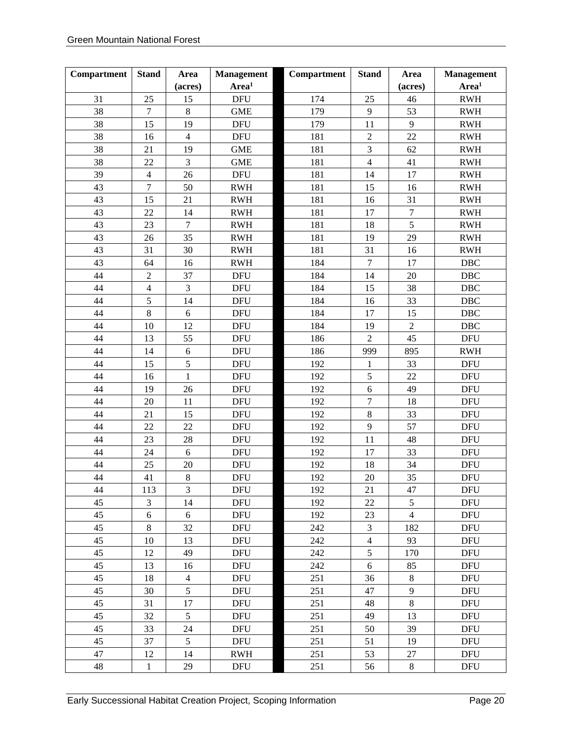| Compartment | Stand | Area (acres) | Management Area[1] | Compartment | Stand | Area (acres) | Management Area[1] |
|---|---|---|---|---|---|---|---|
| 31 | 25 | 15 | DFU | 174 | 25 | 46 | RWH |
| 38 | 7 | 8 | GME | 179 | 9 | 53 | RWH |
| 38 | 15 | 19 | DFU | 179 | 11 | 9 | RWH |
| 38 | 16 | 4 | DFU | 181 | 2 | 22 | RWH |
| 38 | 21 | 19 | GME | 181 | 3 | 62 | RWH |
| 38 | 22 | 3 | GME | 181 | 4 | 41 | RWH |
| 39 | 4 | 26 | DFU | 181 | 14 | 17 | RWH |
| 43 | 7 | 50 | RWH | 181 | 15 | 16 | RWH |
| 43 | 15 | 21 | RWH | 181 | 16 | 31 | RWH |
| 43 | 22 | 14 | RWH | 181 | 17 | 7 | RWH |
| 43 | 23 | 7 | RWH | 181 | 18 | 5 | RWH |
| 43 | 26 | 35 | RWH | 181 | 19 | 29 | RWH |
| 43 | 31 | 30 | RWH | 181 | 31 | 16 | RWH |
| 43 | 64 | 16 | RWH | 184 | 7 | 17 | DBC |
| 44 | 2 | 37 | DFU | 184 | 14 | 20 | DBC |
| 44 | 4 | 3 | DFU | 184 | 15 | 38 | DBC |
| 44 | 5 | 14 | DFU | 184 | 16 | 33 | DBC |
| 44 | 8 | 6 | DFU | 184 | 17 | 15 | DBC |
| 44 | 10 | 12 | DFU | 184 | 19 | 2 | DBC |
| 44 | 13 | 55 | DFU | 186 | 2 | 45 | DFU |
| 44 | 14 | 6 | DFU | 186 | 999 | 895 | RWH |
| 44 | 15 | 5 | DFU | 192 | 1 | 33 | DFU |
| 44 | 16 | 1 | DFU | 192 | 5 | 22 | DFU |
| 44 | 19 | 26 | DFU | 192 | 6 | 49 | DFU |
| 44 | 20 | 11 | DFU | 192 | 7 | 18 | DFU |
| 44 | 21 | 15 | DFU | 192 | 8 | 33 | DFU |
| 44 | 22 | 22 | DFU | 192 | 9 | 57 | DFU |
| 44 | 23 | 28 | DFU | 192 | 11 | 48 | DFU |
| 44 | 24 | 6 | DFU | 192 | 17 | 33 | DFU |
| 44 | 25 | 20 | DFU | 192 | 18 | 34 | DFU |
| 44 | 41 | 8 | DFU | 192 | 20 | 35 | DFU |
| 44 | 113 | 3 | DFU | 192 | 21 | 47 | DFU |
| 45 | 3 | 14 | DFU | 192 | 22 | 5 | DFU |
| 45 | 6 | 6 | DFU | 192 | 23 | 4 | DFU |
| 45 | 8 | 32 | DFU | 242 | 3 | 182 | DFU |
| 45 | 10 | 13 | DFU | 242 | 4 | 93 | DFU |
| 45 | 12 | 49 | DFU | 242 | 5 | 170 | DFU |
| 45 | 13 | 16 | DFU | 242 | 6 | 85 | DFU |
| 45 | 18 | 4 | DFU | 251 | 36 | 8 | DFU |
| 45 | 30 | 5 | DFU | 251 | 47 | 9 | DFU |
| 45 | 31 | 17 | DFU | 251 | 48 | 8 | DFU |
| 45 | 32 | 5 | DFU | 251 | 49 | 13 | DFU |
| 45 | 33 | 24 | DFU | 251 | 50 | 39 | DFU |
| 45 | 37 | 5 | DFU | 251 | 51 | 19 | DFU |
| 47 | 12 | 14 | RWH | 251 | 53 | 27 | DFU |
| 48 | 1 | 29 | DFU | 251 | 56 | 8 | DFU |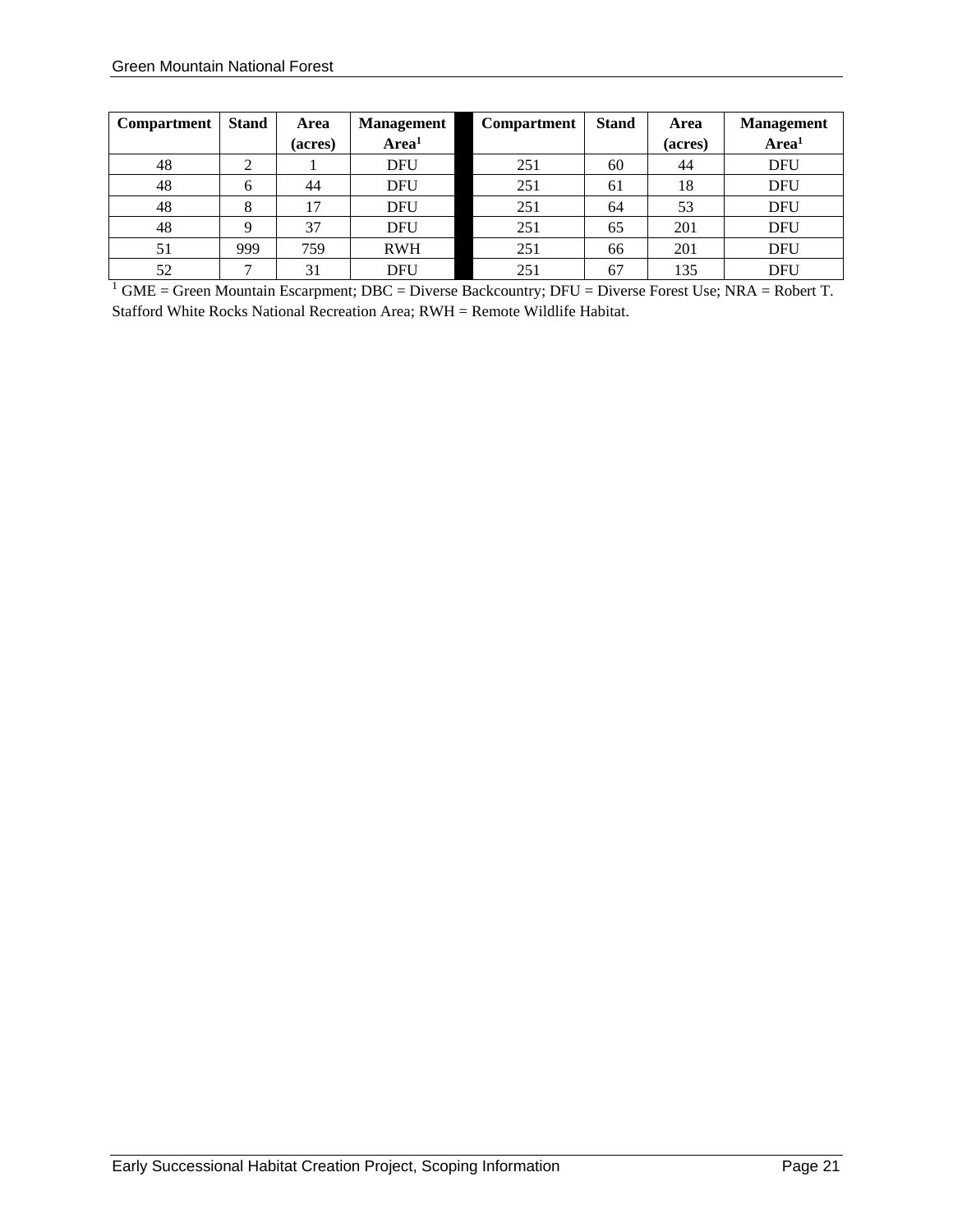| Compartment | Stand | Area (acres) | Management Area[1] | Compartment | Stand | Area (acres) | Management Area[1] |
|---|---|---|---|---|---|---|---|
| 48 | 2 | 1 | DFU | 251 | 60 | 44 | DFU |
| 48 | 6 | 44 | DFU | 251 | 61 | 18 | DFU |
| 48 | 8 | 17 | DFU | 251 | 64 | 53 | DFU |
| 48 | 9 | 37 | DFU | 251 | 65 | 201 | DFU |
| 51 | 999 | 759 | RWH | 251 | 66 | 201 | DFU |
| 52 | 7 | 31 | DFU | 251 | 67 | 135 | DFU |

[1] GME = Green Mountain Escarpment; DBC = Diverse Backcountry; DFU = Diverse Forest Use; NRA = Robert T. Stafford White Rocks National Recreation Area; RWH = Remote Wildlife Habitat.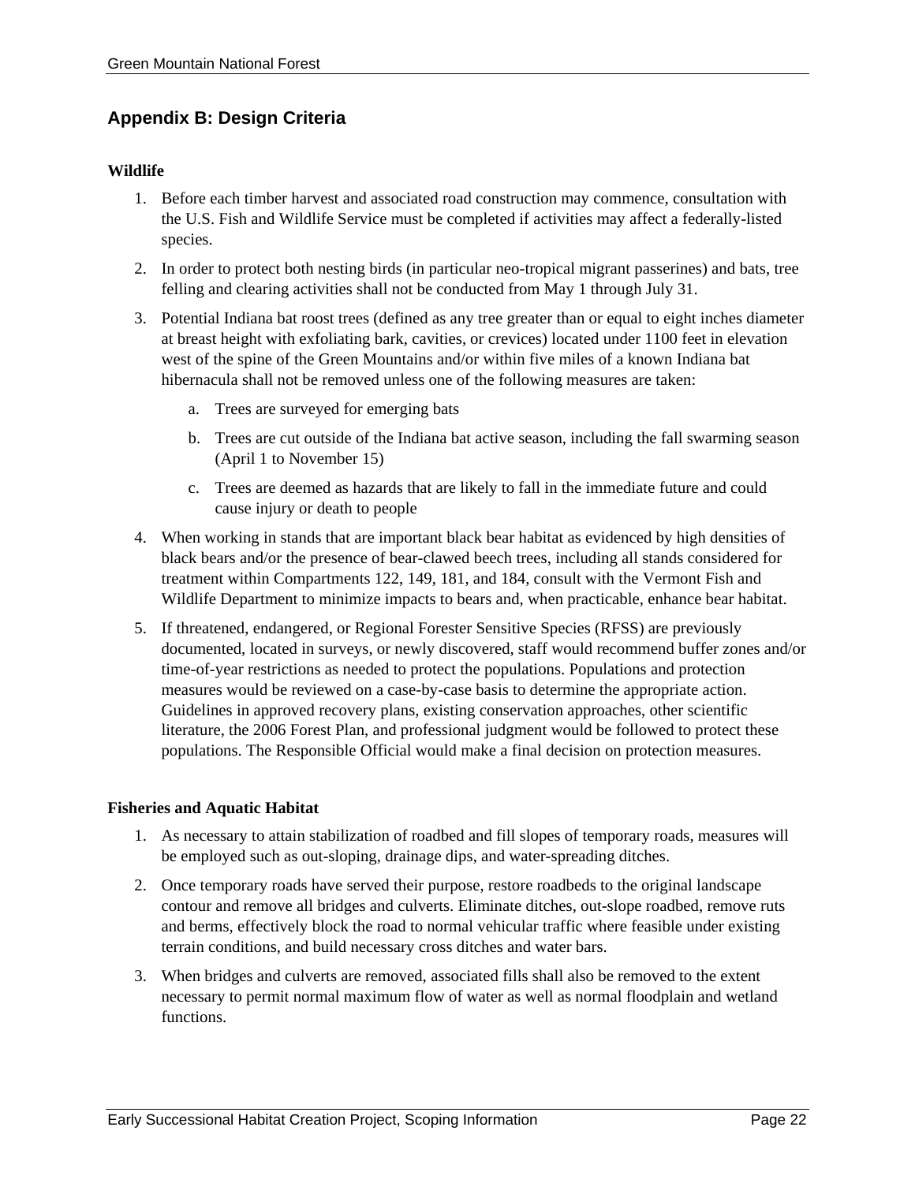## Appendix B: Design Criteria

**Wildlife**

1. Before each timber harvest and associated road construction may commence, consultation with the U.S. Fish and Wildlife Service must be completed if activities may affect a federally-listed species.
2. In order to protect both nesting birds (in particular neo-tropical migrant passerines) and bats, tree felling and clearing activities shall not be conducted from May 1 through July 31.
3. Potential Indiana bat roost trees (defined as any tree greater than or equal to eight inches diameter at breast height with exfoliating bark, cavities, or crevices) located under 1100 feet in elevation west of the spine of the Green Mountains and/or within five miles of a known Indiana bat hibernacula shall not be removed unless one of the following measures are taken:
   a. Trees are surveyed for emerging bats
   b. Trees are cut outside of the Indiana bat active season, including the fall swarming season (April 1 to November 15)
   c. Trees are deemed as hazards that are likely to fall in the immediate future and could cause injury or death to people
4. When working in stands that are important black bear habitat as evidenced by high densities of black bears and/or the presence of bear-clawed beech trees, including all stands considered for treatment within Compartments 122, 149, 181, and 184, consult with the Vermont Fish and Wildlife Department to minimize impacts to bears and, when practicable, enhance bear habitat.
5. If threatened, endangered, or Regional Forester Sensitive Species (RFSS) are previously documented, located in surveys, or newly discovered, staff would recommend buffer zones and/or time-of-year restrictions as needed to protect the populations. Populations and protection measures would be reviewed on a case-by-case basis to determine the appropriate action. Guidelines in approved recovery plans, existing conservation approaches, other scientific literature, the 2006 Forest Plan, and professional judgment would be followed to protect these populations. The Responsible Official would make a final decision on protection measures.

**Fisheries and Aquatic Habitat**

1. As necessary to attain stabilization of roadbed and fill slopes of temporary roads, measures will be employed such as out-sloping, drainage dips, and water-spreading ditches.
2. Once temporary roads have served their purpose, restore roadbeds to the original landscape contour and remove all bridges and culverts. Eliminate ditches, out-slope roadbed, remove ruts and berms, effectively block the road to normal vehicular traffic where feasible under existing terrain conditions, and build necessary cross ditches and water bars.
3. When bridges and culverts are removed, associated fills shall also be removed to the extent necessary to permit normal maximum flow of water as well as normal floodplain and wetland functions.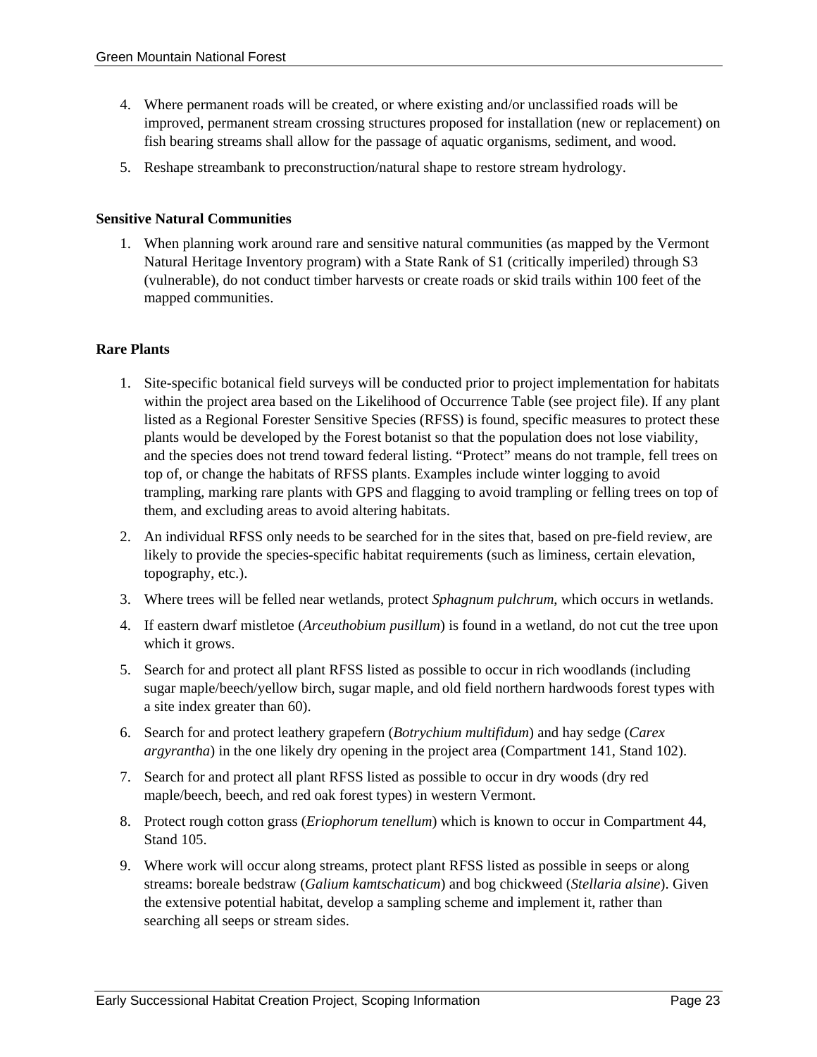4. Where permanent roads will be created, or where existing and/or unclassified roads will be improved, permanent stream crossing structures proposed for installation (new or replacement) on fish bearing streams shall allow for the passage of aquatic organisms, sediment, and wood.
5. Reshape streambank to preconstruction/natural shape to restore stream hydrology.

**Sensitive Natural Communities**

1. When planning work around rare and sensitive natural communities (as mapped by the Vermont Natural Heritage Inventory program) with a State Rank of S1 (critically imperiled) through S3 (vulnerable), do not conduct timber harvests or create roads or skid trails within 100 feet of the mapped communities.

**Rare Plants**

1. Site-specific botanical field surveys will be conducted prior to project implementation for habitats within the project area based on the Likelihood of Occurrence Table (see project file). If any plant listed as a Regional Forester Sensitive Species (RFSS) is found, specific measures to protect these plants would be developed by the Forest botanist so that the population does not lose viability, and the species does not trend toward federal listing. "Protect" means do not trample, fell trees on top of, or change the habitats of RFSS plants. Examples include winter logging to avoid trampling, marking rare plants with GPS and flagging to avoid trampling or felling trees on top of them, and excluding areas to avoid altering habitats.
2. An individual RFSS only needs to be searched for in the sites that, based on pre-field review, are likely to provide the species-specific habitat requirements (such as liminess, certain elevation, topography, etc.).
3. Where trees will be felled near wetlands, protect *Sphagnum pulchrum*, which occurs in wetlands.
4. If eastern dwarf mistletoe (*Arceuthobium pusillum*) is found in a wetland, do not cut the tree upon which it grows.
5. Search for and protect all plant RFSS listed as possible to occur in rich woodlands (including sugar maple/beech/yellow birch, sugar maple, and old field northern hardwoods forest types with a site index greater than 60).
6. Search for and protect leathery grapefern (*Botrychium multifidum*) and hay sedge (*Carex argyrantha*) in the one likely dry opening in the project area (Compartment 141, Stand 102).
7. Search for and protect all plant RFSS listed as possible to occur in dry woods (dry red maple/beech, beech, and red oak forest types) in western Vermont.
8. Protect rough cotton grass (*Eriophorum tenellum*) which is known to occur in Compartment 44, Stand 105.
9. Where work will occur along streams, protect plant RFSS listed as possible in seeps or along streams: boreale bedstraw (*Galium kamtschaticum*) and bog chickweed (*Stellaria alsine*). Given the extensive potential habitat, develop a sampling scheme and implement it, rather than searching all seeps or stream sides.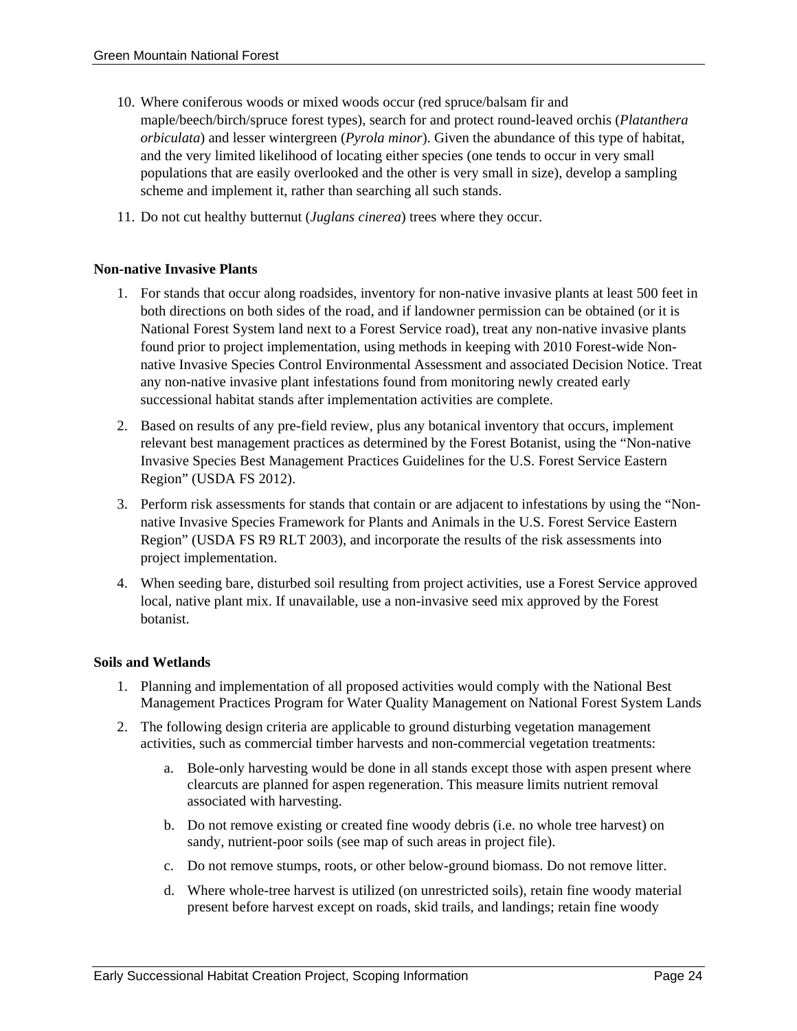10. Where coniferous woods or mixed woods occur (red spruce/balsam fir and maple/beech/birch/spruce forest types), search for and protect round-leaved orchis (*Platanthera orbiculata*) and lesser wintergreen (*Pyrola minor*). Given the abundance of this type of habitat, and the very limited likelihood of locating either species (one tends to occur in very small populations that are easily overlooked and the other is very small in size), develop a sampling scheme and implement it, rather than searching all such stands.

11. Do not cut healthy butternut (*Juglans cinerea*) trees where they occur.

**Non-native Invasive Plants**

1. For stands that occur along roadsides, inventory for non-native invasive plants at least 500 feet in both directions on both sides of the road, and if landowner permission can be obtained (or it is National Forest System land next to a Forest Service road), treat any non-native invasive plants found prior to project implementation, using methods in keeping with 2010 Forest-wide Non-native Invasive Species Control Environmental Assessment and associated Decision Notice. Treat any non-native invasive plant infestations found from monitoring newly created early successional habitat stands after implementation activities are complete.

2. Based on results of any pre-field review, plus any botanical inventory that occurs, implement relevant best management practices as determined by the Forest Botanist, using the "Non-native Invasive Species Best Management Practices Guidelines for the U.S. Forest Service Eastern Region" (USDA FS 2012).

3. Perform risk assessments for stands that contain or are adjacent to infestations by using the "Non-native Invasive Species Framework for Plants and Animals in the U.S. Forest Service Eastern Region" (USDA FS R9 RLT 2003), and incorporate the results of the risk assessments into project implementation.

4. When seeding bare, disturbed soil resulting from project activities, use a Forest Service approved local, native plant mix. If unavailable, use a non-invasive seed mix approved by the Forest botanist.

**Soils and Wetlands**

1. Planning and implementation of all proposed activities would comply with the National Best Management Practices Program for Water Quality Management on National Forest System Lands

2. The following design criteria are applicable to ground disturbing vegetation management activities, such as commercial timber harvests and non-commercial vegetation treatments:

   a. Bole-only harvesting would be done in all stands except those with aspen present where clearcuts are planned for aspen regeneration. This measure limits nutrient removal associated with harvesting.

   b. Do not remove existing or created fine woody debris (i.e. no whole tree harvest) on sandy, nutrient-poor soils (see map of such areas in project file).

   c. Do not remove stumps, roots, or other below-ground biomass. Do not remove litter.

   d. Where whole-tree harvest is utilized (on unrestricted soils), retain fine woody material present before harvest except on roads, skid trails, and landings; retain fine woody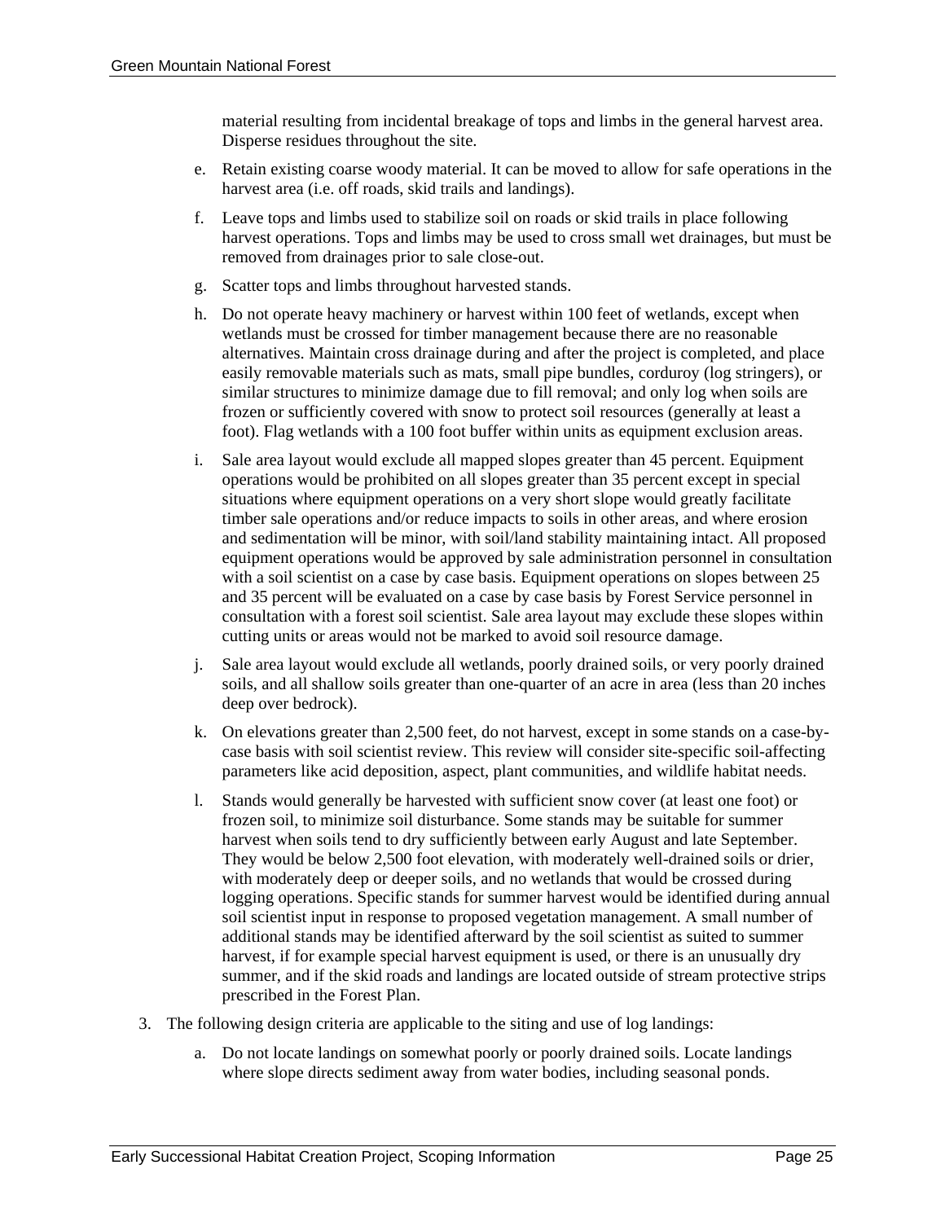material resulting from incidental breakage of tops and limbs in the general harvest area. Disperse residues throughout the site.

   e. Retain existing coarse woody material. It can be moved to allow for safe operations in the harvest area (i.e. off roads, skid trails and landings).

   f. Leave tops and limbs used to stabilize soil on roads or skid trails in place following harvest operations. Tops and limbs may be used to cross small wet drainages, but must be removed from drainages prior to sale close-out.

   g. Scatter tops and limbs throughout harvested stands.

   h. Do not operate heavy machinery or harvest within 100 feet of wetlands, except when wetlands must be crossed for timber management because there are no reasonable alternatives. Maintain cross drainage during and after the project is completed, and place easily removable materials such as mats, small pipe bundles, corduroy (log stringers), or similar structures to minimize damage due to fill removal; and only log when soils are frozen or sufficiently covered with snow to protect soil resources (generally at least a foot). Flag wetlands with a 100 foot buffer within units as equipment exclusion areas.

   i. Sale area layout would exclude all mapped slopes greater than 45 percent. Equipment operations would be prohibited on all slopes greater than 35 percent except in special situations where equipment operations on a very short slope would greatly facilitate timber sale operations and/or reduce impacts to soils in other areas, and where erosion and sedimentation will be minor, with soil/land stability maintaining intact. All proposed equipment operations would be approved by sale administration personnel in consultation with a soil scientist on a case by case basis. Equipment operations on slopes between 25 and 35 percent will be evaluated on a case by case basis by Forest Service personnel in consultation with a forest soil scientist. Sale area layout may exclude these slopes within cutting units or areas would not be marked to avoid soil resource damage.

   j. Sale area layout would exclude all wetlands, poorly drained soils, or very poorly drained soils, and all shallow soils greater than one-quarter of an acre in area (less than 20 inches deep over bedrock).

   k. On elevations greater than 2,500 feet, do not harvest, except in some stands on a case-by-case basis with soil scientist review. This review will consider site-specific soil-affecting parameters like acid deposition, aspect, plant communities, and wildlife habitat needs.

   l. Stands would generally be harvested with sufficient snow cover (at least one foot) or frozen soil, to minimize soil disturbance. Some stands may be suitable for summer harvest when soils tend to dry sufficiently between early August and late September. They would be below 2,500 foot elevation, with moderately well-drained soils or drier, with moderately deep or deeper soils, and no wetlands that would be crossed during logging operations. Specific stands for summer harvest would be identified during annual soil scientist input in response to proposed vegetation management. A small number of additional stands may be identified afterward by the soil scientist as suited to summer harvest, if for example special harvest equipment is used, or there is an unusually dry summer, and if the skid roads and landings are located outside of stream protective strips prescribed in the Forest Plan.

3. The following design criteria are applicable to the siting and use of log landings:

   a. Do not locate landings on somewhat poorly or poorly drained soils. Locate landings where slope directs sediment away from water bodies, including seasonal ponds.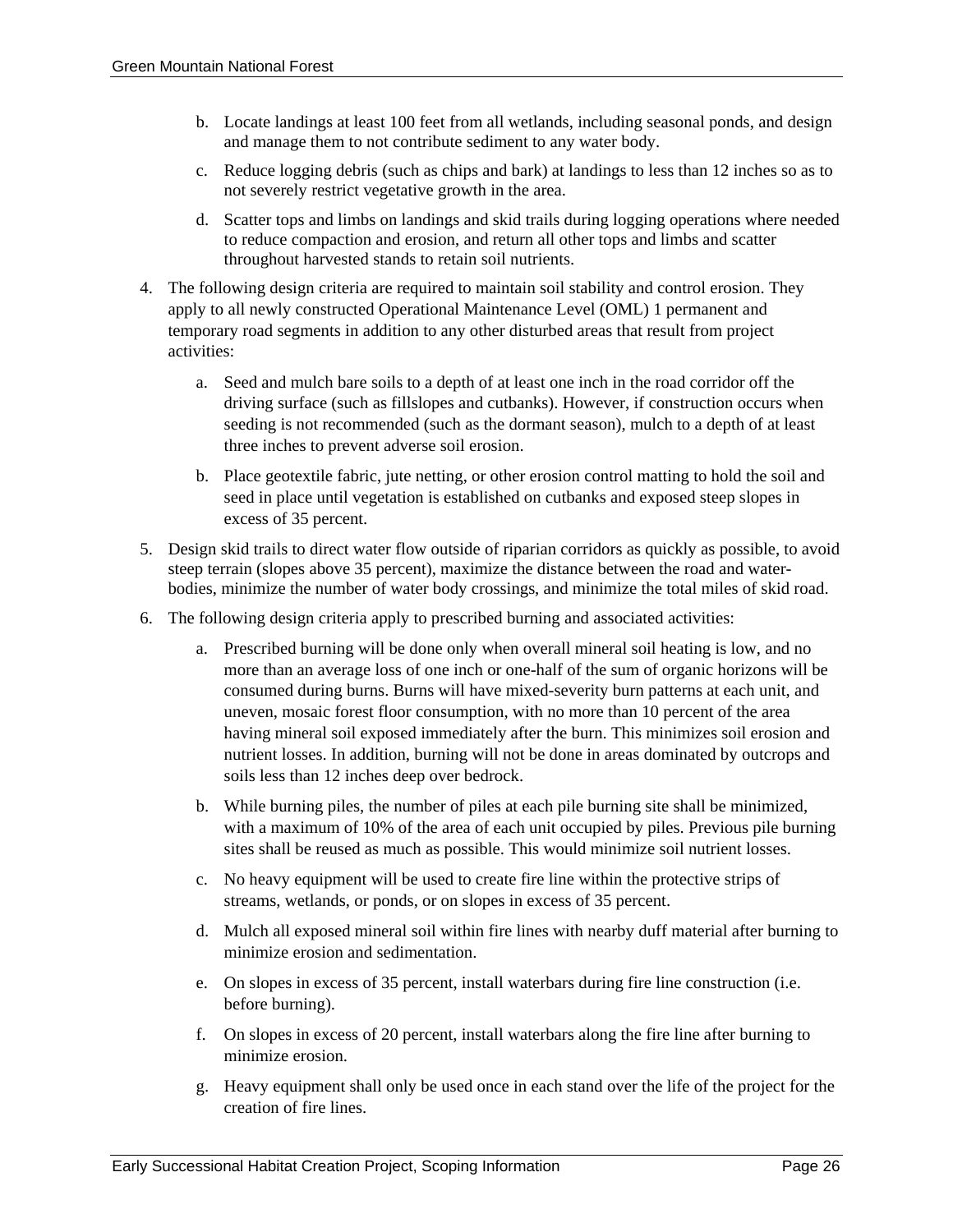b. Locate landings at least 100 feet from all wetlands, including seasonal ponds, and design and manage them to not contribute sediment to any water body.

   c. Reduce logging debris (such as chips and bark) at landings to less than 12 inches so as to not severely restrict vegetative growth in the area.

   d. Scatter tops and limbs on landings and skid trails during logging operations where needed to reduce compaction and erosion, and return all other tops and limbs and scatter throughout harvested stands to retain soil nutrients.

4. The following design criteria are required to maintain soil stability and control erosion. They apply to all newly constructed Operational Maintenance Level (OML) 1 permanent and temporary road segments in addition to any other disturbed areas that result from project activities:

   a. Seed and mulch bare soils to a depth of at least one inch in the road corridor off the driving surface (such as fillslopes and cutbanks). However, if construction occurs when seeding is not recommended (such as the dormant season), mulch to a depth of at least three inches to prevent adverse soil erosion.

   b. Place geotextile fabric, jute netting, or other erosion control matting to hold the soil and seed in place until vegetation is established on cutbanks and exposed steep slopes in excess of 35 percent.

5. Design skid trails to direct water flow outside of riparian corridors as quickly as possible, to avoid steep terrain (slopes above 35 percent), maximize the distance between the road and water-bodies, minimize the number of water body crossings, and minimize the total miles of skid road.

6. The following design criteria apply to prescribed burning and associated activities:

   a. Prescribed burning will be done only when overall mineral soil heating is low, and no more than an average loss of one inch or one-half of the sum of organic horizons will be consumed during burns. Burns will have mixed-severity burn patterns at each unit, and uneven, mosaic forest floor consumption, with no more than 10 percent of the area having mineral soil exposed immediately after the burn. This minimizes soil erosion and nutrient losses. In addition, burning will not be done in areas dominated by outcrops and soils less than 12 inches deep over bedrock.

   b. While burning piles, the number of piles at each pile burning site shall be minimized, with a maximum of 10% of the area of each unit occupied by piles. Previous pile burning sites shall be reused as much as possible. This would minimize soil nutrient losses.

   c. No heavy equipment will be used to create fire line within the protective strips of streams, wetlands, or ponds, or on slopes in excess of 35 percent.

   d. Mulch all exposed mineral soil within fire lines with nearby duff material after burning to minimize erosion and sedimentation.

   e. On slopes in excess of 35 percent, install waterbars during fire line construction (i.e. before burning).

   f. On slopes in excess of 20 percent, install waterbars along the fire line after burning to minimize erosion.

   g. Heavy equipment shall only be used once in each stand over the life of the project for the creation of fire lines.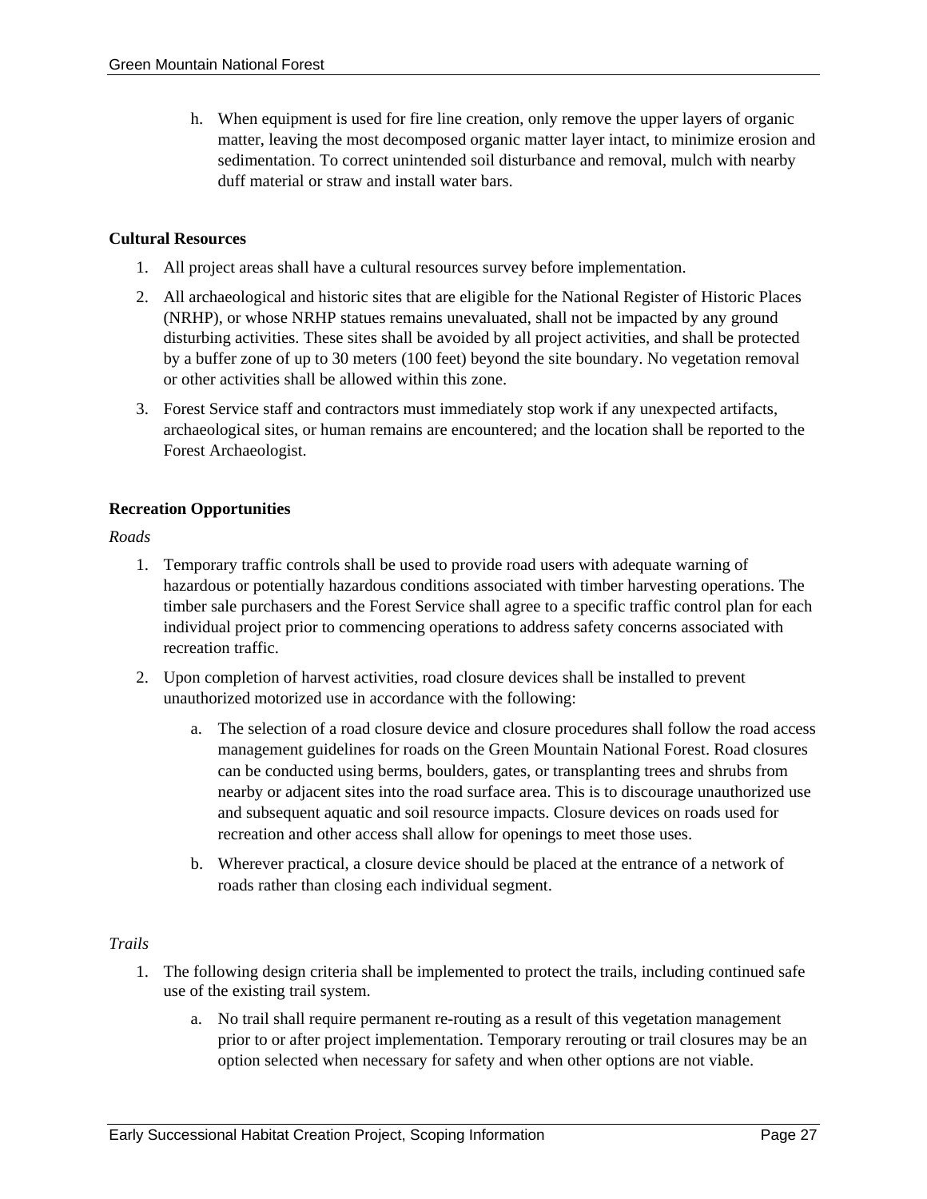h. When equipment is used for fire line creation, only remove the upper layers of organic matter, leaving the most decomposed organic matter layer intact, to minimize erosion and sedimentation. To correct unintended soil disturbance and removal, mulch with nearby duff material or straw and install water bars.

**Cultural Resources**

1. All project areas shall have a cultural resources survey before implementation.
2. All archaeological and historic sites that are eligible for the National Register of Historic Places (NRHP), or whose NRHP statues remains unevaluated, shall not be impacted by any ground disturbing activities. These sites shall be avoided by all project activities, and shall be protected by a buffer zone of up to 30 meters (100 feet) beyond the site boundary. No vegetation removal or other activities shall be allowed within this zone.
3. Forest Service staff and contractors must immediately stop work if any unexpected artifacts, archaeological sites, or human remains are encountered; and the location shall be reported to the Forest Archaeologist.

**Recreation Opportunities**

*Roads*

1. Temporary traffic controls shall be used to provide road users with adequate warning of hazardous or potentially hazardous conditions associated with timber harvesting operations. The timber sale purchasers and the Forest Service shall agree to a specific traffic control plan for each individual project prior to commencing operations to address safety concerns associated with recreation traffic.
2. Upon completion of harvest activities, road closure devices shall be installed to prevent unauthorized motorized use in accordance with the following:
    a. The selection of a road closure device and closure procedures shall follow the road access management guidelines for roads on the Green Mountain National Forest. Road closures can be conducted using berms, boulders, gates, or transplanting trees and shrubs from nearby or adjacent sites into the road surface area. This is to discourage unauthorized use and subsequent aquatic and soil resource impacts. Closure devices on roads used for recreation and other access shall allow for openings to meet those uses.
    b. Wherever practical, a closure device should be placed at the entrance of a network of roads rather than closing each individual segment.

*Trails*

1. The following design criteria shall be implemented to protect the trails, including continued safe use of the existing trail system.
    a. No trail shall require permanent re-routing as a result of this vegetation management prior to or after project implementation. Temporary rerouting or trail closures may be an option selected when necessary for safety and when other options are not viable.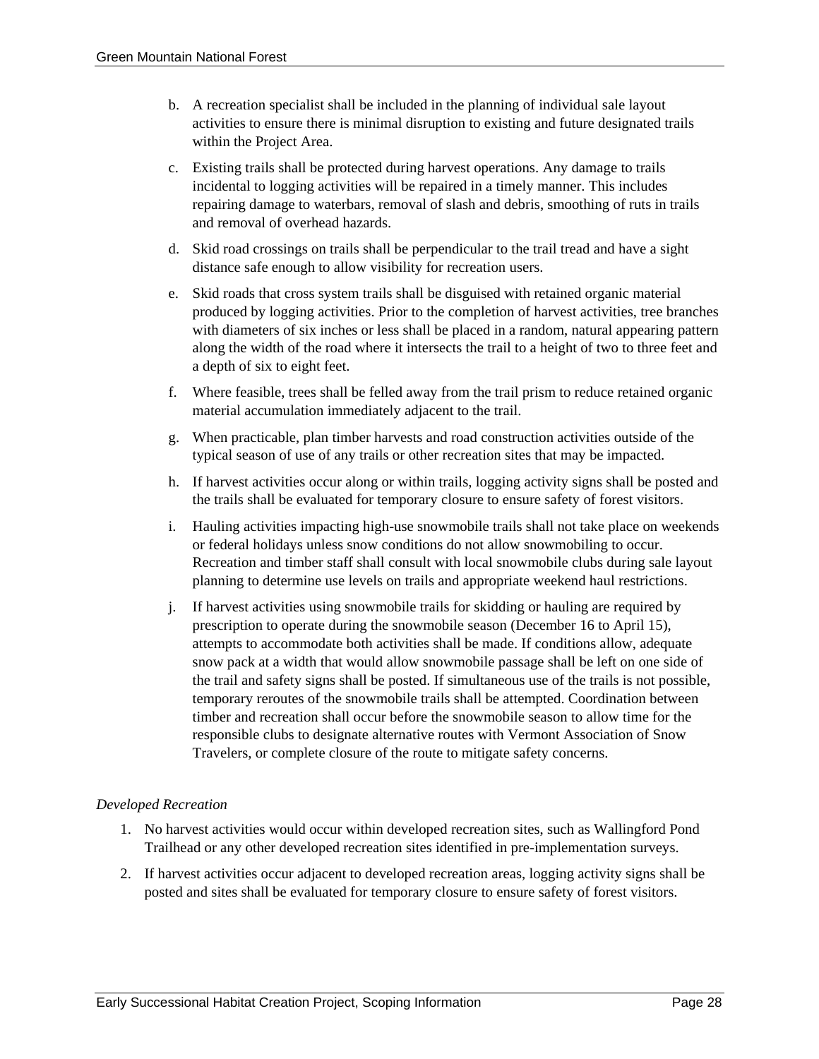b. A recreation specialist shall be included in the planning of individual sale layout activities to ensure there is minimal disruption to existing and future designated trails within the Project Area.

c. Existing trails shall be protected during harvest operations. Any damage to trails incidental to logging activities will be repaired in a timely manner. This includes repairing damage to waterbars, removal of slash and debris, smoothing of ruts in trails and removal of overhead hazards.

d. Skid road crossings on trails shall be perpendicular to the trail tread and have a sight distance safe enough to allow visibility for recreation users.

e. Skid roads that cross system trails shall be disguised with retained organic material produced by logging activities. Prior to the completion of harvest activities, tree branches with diameters of six inches or less shall be placed in a random, natural appearing pattern along the width of the road where it intersects the trail to a height of two to three feet and a depth of six to eight feet.

f. Where feasible, trees shall be felled away from the trail prism to reduce retained organic material accumulation immediately adjacent to the trail.

g. When practicable, plan timber harvests and road construction activities outside of the typical season of use of any trails or other recreation sites that may be impacted.

h. If harvest activities occur along or within trails, logging activity signs shall be posted and the trails shall be evaluated for temporary closure to ensure safety of forest visitors.

i. Hauling activities impacting high-use snowmobile trails shall not take place on weekends or federal holidays unless snow conditions do not allow snowmobiling to occur. Recreation and timber staff shall consult with local snowmobile clubs during sale layout planning to determine use levels on trails and appropriate weekend haul restrictions.

j. If harvest activities using snowmobile trails for skidding or hauling are required by prescription to operate during the snowmobile season (December 16 to April 15), attempts to accommodate both activities shall be made. If conditions allow, adequate snow pack at a width that would allow snowmobile passage shall be left on one side of the trail and safety signs shall be posted. If simultaneous use of the trails is not possible, temporary reroutes of the snowmobile trails shall be attempted. Coordination between timber and recreation shall occur before the snowmobile season to allow time for the responsible clubs to designate alternative routes with Vermont Association of Snow Travelers, or complete closure of the route to mitigate safety concerns.

*Developed Recreation*

1. No harvest activities would occur within developed recreation sites, such as Wallingford Pond Trailhead or any other developed recreation sites identified in pre-implementation surveys.
2. If harvest activities occur adjacent to developed recreation areas, logging activity signs shall be posted and sites shall be evaluated for temporary closure to ensure safety of forest visitors.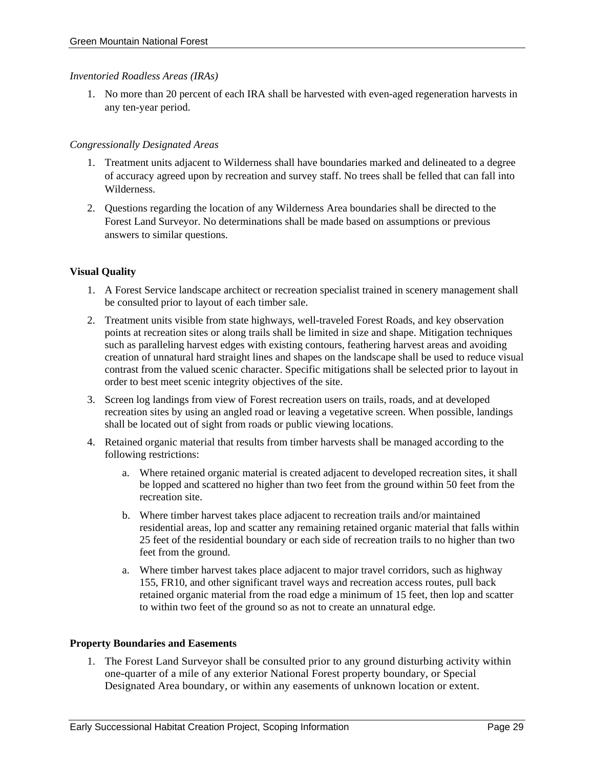*Inventoried Roadless Areas (IRAs)*

1. No more than 20 percent of each IRA shall be harvested with even-aged regeneration harvests in any ten-year period.

*Congressionally Designated Areas*

1. Treatment units adjacent to Wilderness shall have boundaries marked and delineated to a degree of accuracy agreed upon by recreation and survey staff. No trees shall be felled that can fall into Wilderness.
2. Questions regarding the location of any Wilderness Area boundaries shall be directed to the Forest Land Surveyor. No determinations shall be made based on assumptions or previous answers to similar questions.

**Visual Quality**

1. A Forest Service landscape architect or recreation specialist trained in scenery management shall be consulted prior to layout of each timber sale.
2. Treatment units visible from state highways, well-traveled Forest Roads, and key observation points at recreation sites or along trails shall be limited in size and shape. Mitigation techniques such as paralleling harvest edges with existing contours, feathering harvest areas and avoiding creation of unnatural hard straight lines and shapes on the landscape shall be used to reduce visual contrast from the valued scenic character. Specific mitigations shall be selected prior to layout in order to best meet scenic integrity objectives of the site.
3. Screen log landings from view of Forest recreation users on trails, roads, and at developed recreation sites by using an angled road or leaving a vegetative screen. When possible, landings shall be located out of sight from roads or public viewing locations.
4. Retained organic material that results from timber harvests shall be managed according to the following restrictions:
   a. Where retained organic material is created adjacent to developed recreation sites, it shall be lopped and scattered no higher than two feet from the ground within 50 feet from the recreation site.
   b. Where timber harvest takes place adjacent to recreation trails and/or maintained residential areas, lop and scatter any remaining retained organic material that falls within 25 feet of the residential boundary or each side of recreation trails to no higher than two feet from the ground.
   a. Where timber harvest takes place adjacent to major travel corridors, such as highway 155, FR10, and other significant travel ways and recreation access routes, pull back retained organic material from the road edge a minimum of 15 feet, then lop and scatter to within two feet of the ground so as not to create an unnatural edge.

**Property Boundaries and Easements**

1. The Forest Land Surveyor shall be consulted prior to any ground disturbing activity within one-quarter of a mile of any exterior National Forest property boundary, or Special Designated Area boundary, or within any easements of unknown location or extent.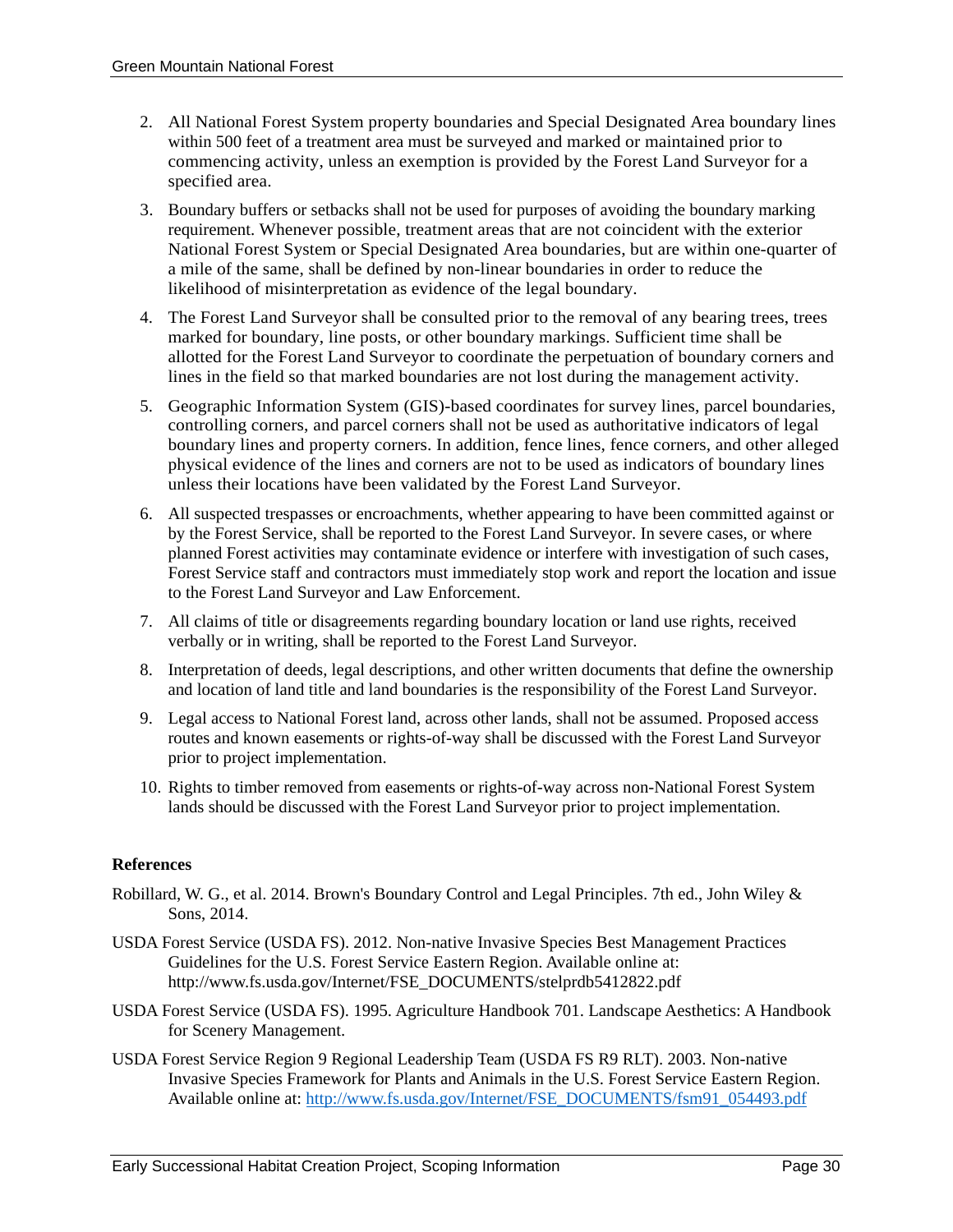2. All National Forest System property boundaries and Special Designated Area boundary lines within 500 feet of a treatment area must be surveyed and marked or maintained prior to commencing activity, unless an exemption is provided by the Forest Land Surveyor for a specified area.

3. Boundary buffers or setbacks shall not be used for purposes of avoiding the boundary marking requirement. Whenever possible, treatment areas that are not coincident with the exterior National Forest System or Special Designated Area boundaries, but are within one-quarter of a mile of the same, shall be defined by non-linear boundaries in order to reduce the likelihood of misinterpretation as evidence of the legal boundary.

4. The Forest Land Surveyor shall be consulted prior to the removal of any bearing trees, trees marked for boundary, line posts, or other boundary markings. Sufficient time shall be allotted for the Forest Land Surveyor to coordinate the perpetuation of boundary corners and lines in the field so that marked boundaries are not lost during the management activity.

5. Geographic Information System (GIS)-based coordinates for survey lines, parcel boundaries, controlling corners, and parcel corners shall not be used as authoritative indicators of legal boundary lines and property corners. In addition, fence lines, fence corners, and other alleged physical evidence of the lines and corners are not to be used as indicators of boundary lines unless their locations have been validated by the Forest Land Surveyor.

6. All suspected trespasses or encroachments, whether appearing to have been committed against or by the Forest Service, shall be reported to the Forest Land Surveyor. In severe cases, or where planned Forest activities may contaminate evidence or interfere with investigation of such cases, Forest Service staff and contractors must immediately stop work and report the location and issue to the Forest Land Surveyor and Law Enforcement.

7. All claims of title or disagreements regarding boundary location or land use rights, received verbally or in writing, shall be reported to the Forest Land Surveyor.

8. Interpretation of deeds, legal descriptions, and other written documents that define the ownership and location of land title and land boundaries is the responsibility of the Forest Land Surveyor.

9. Legal access to National Forest land, across other lands, shall not be assumed. Proposed access routes and known easements or rights-of-way shall be discussed with the Forest Land Surveyor prior to project implementation.

10. Rights to timber removed from easements or rights-of-way across non-National Forest System lands should be discussed with the Forest Land Surveyor prior to project implementation.

**References**

Robillard, W. G., et al. 2014. Brown's Boundary Control and Legal Principles. 7th ed., John Wiley & Sons, 2014.

USDA Forest Service (USDA FS). 2012. Non-native Invasive Species Best Management Practices Guidelines for the U.S. Forest Service Eastern Region. Available online at: http://www.fs.usda.gov/Internet/FSE_DOCUMENTS/stelprdb5412822.pdf

USDA Forest Service (USDA FS). 1995. Agriculture Handbook 701. Landscape Aesthetics: A Handbook for Scenery Management.

USDA Forest Service Region 9 Regional Leadership Team (USDA FS R9 RLT). 2003. Non-native Invasive Species Framework for Plants and Animals in the U.S. Forest Service Eastern Region. Available online at: http://www.fs.usda.gov/Internet/FSE_DOCUMENTS/fsm91_054493.pdf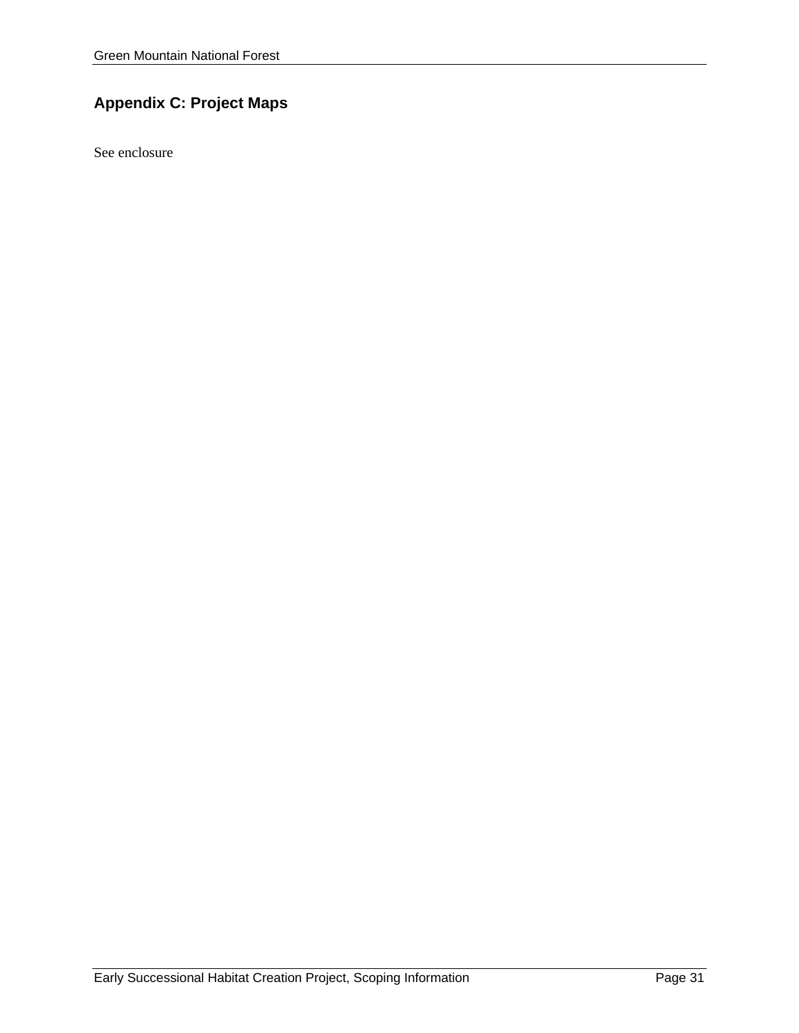## Appendix C: Project Maps

See enclosure